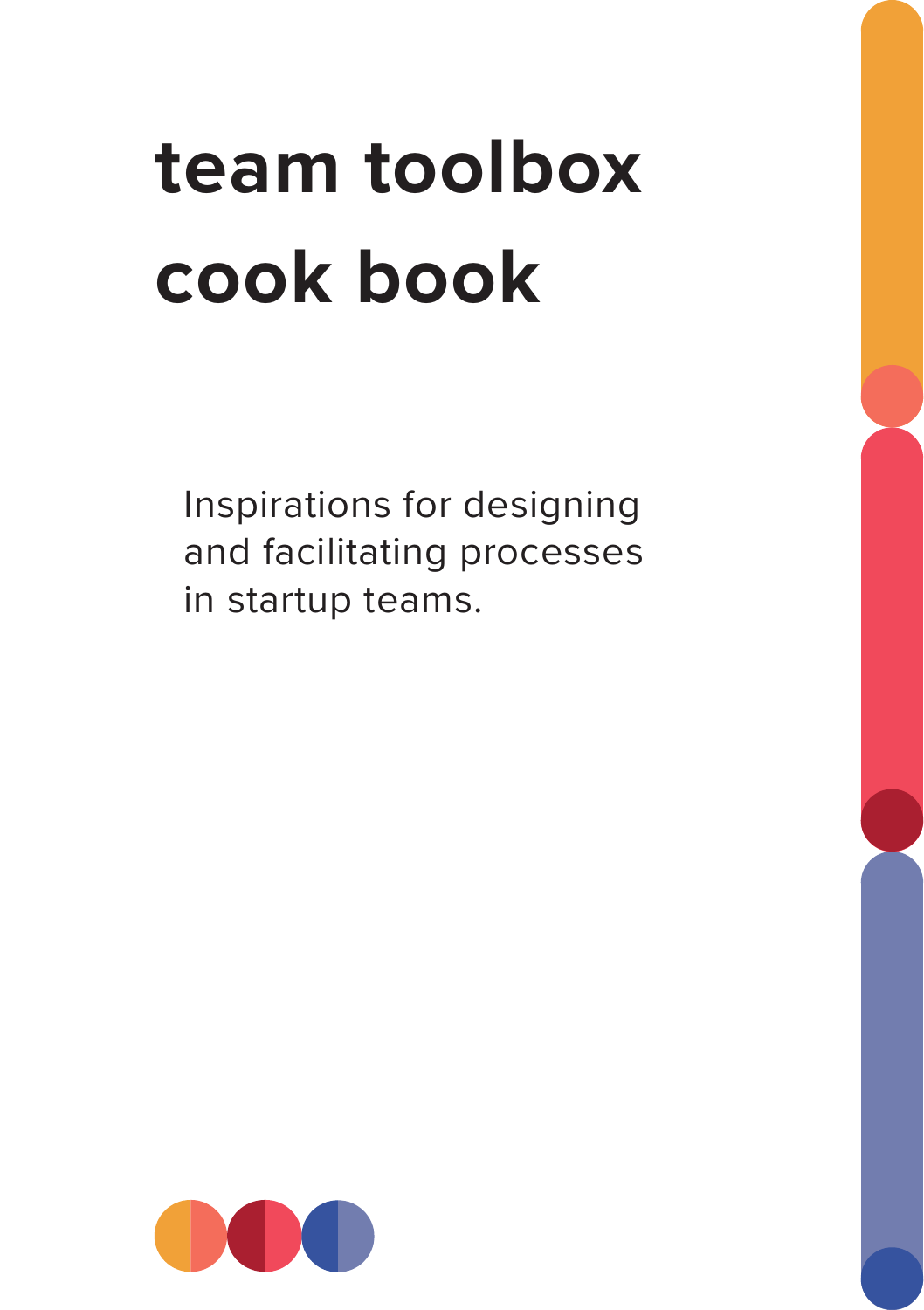# team toolbox cook book

Inspirations for designing and facilitating processes in startup teams.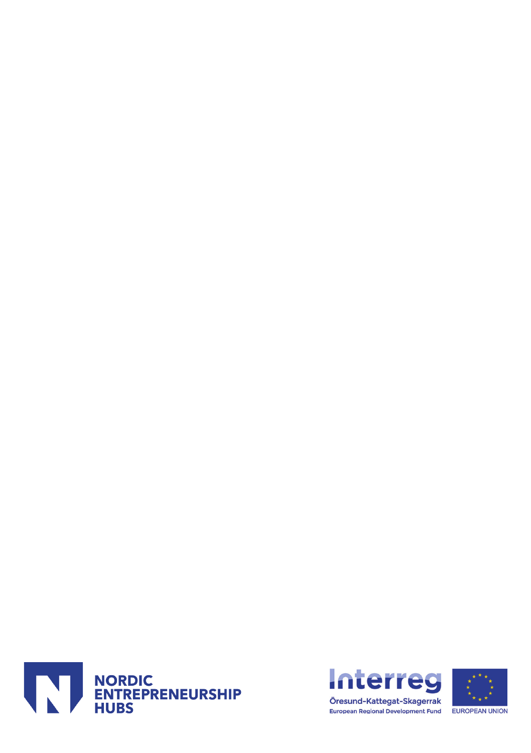NORDIC ENTREPRENEURSHIP HUBS

Interreg
Öresund-Kattegat-Skagerrak
European Regional Development Fund

EUROPEAN UNION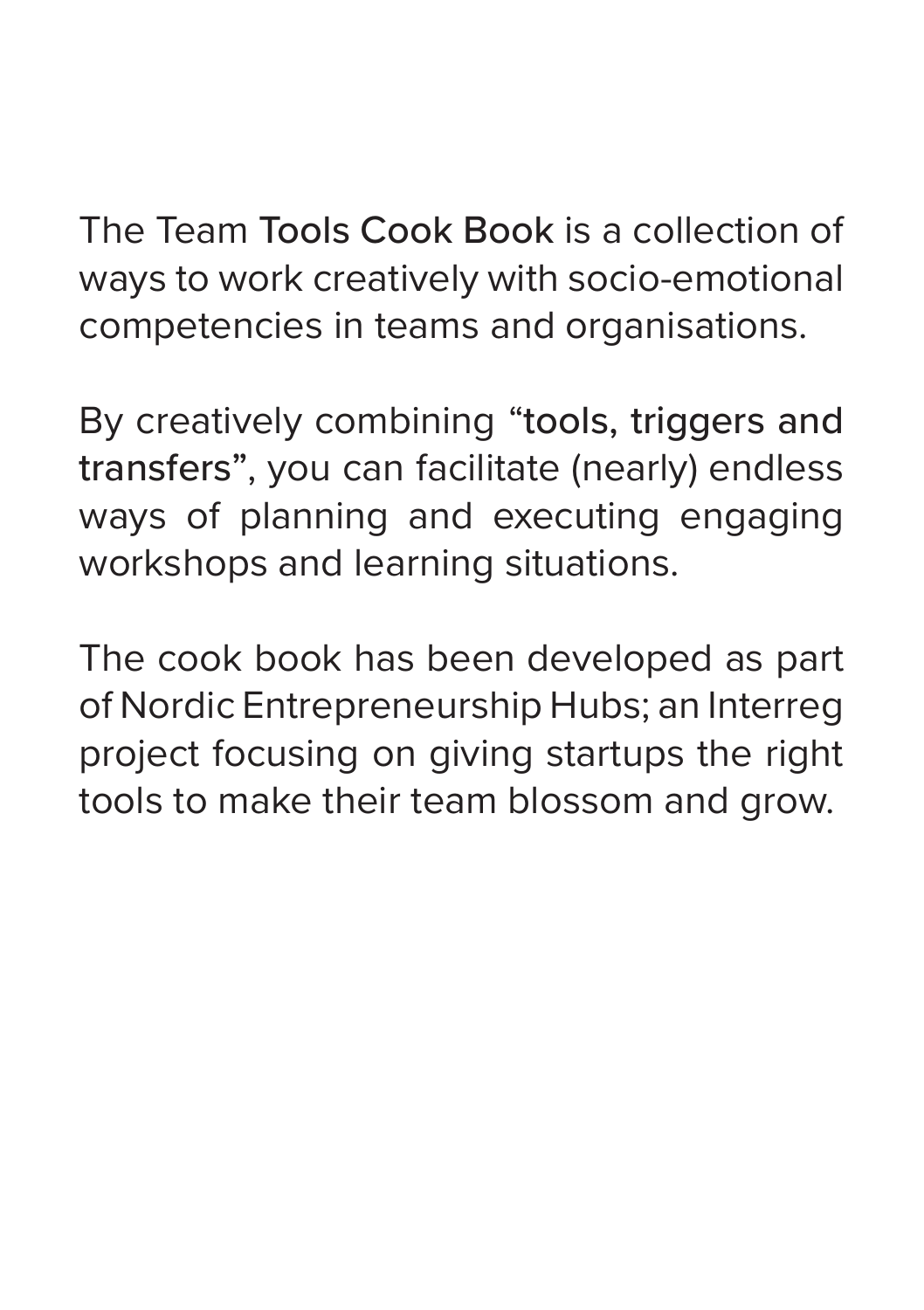The Team **Tools Cook Book** is a collection of ways to work creatively with socio-emotional competencies in teams and organisations.

By creatively combining **"tools, triggers and transfers"**, you can facilitate (nearly) endless ways of planning and executing engaging workshops and learning situations.

The cook book has been developed as part of Nordic Entrepreneurship Hubs; an Interreg project focusing on giving startups the right tools to make their team blossom and grow.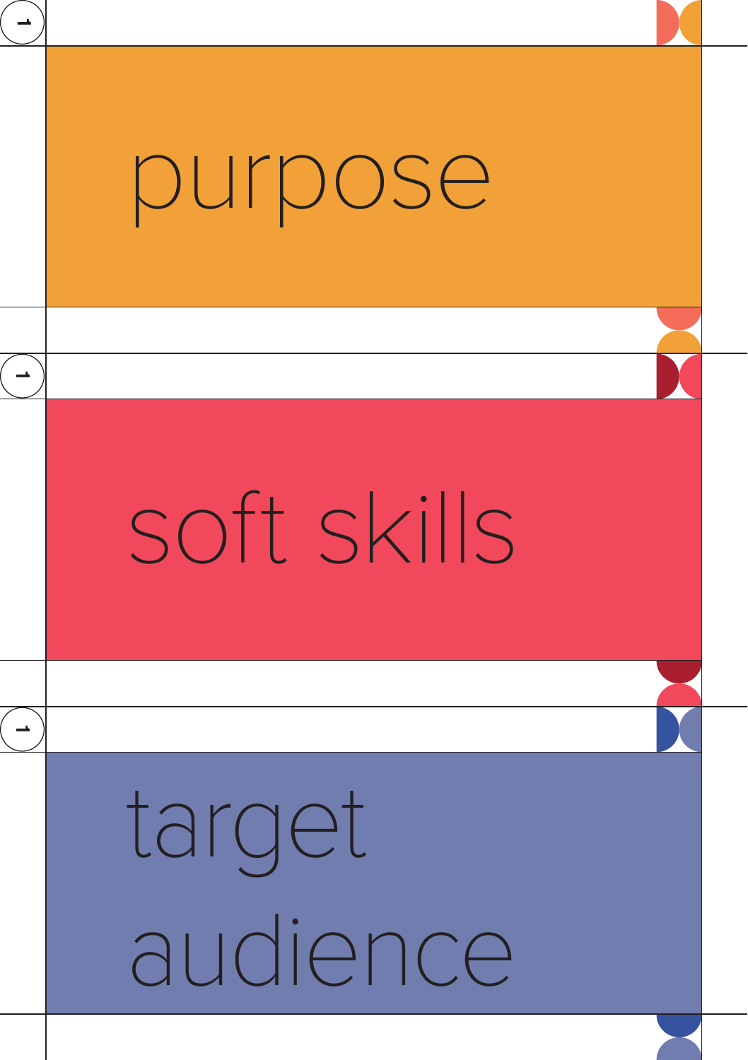purpose

soft skills

target audience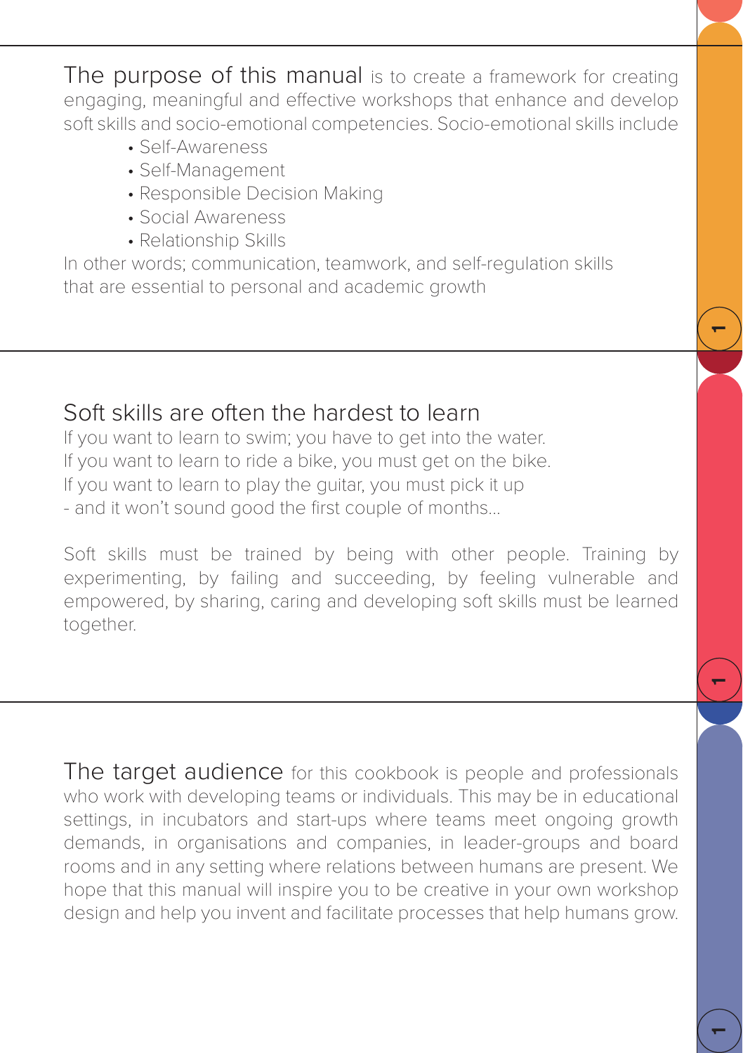**The purpose of this manual** is to create a framework for creating engaging, meaningful and effective workshops that enhance and develop soft skills and socio-emotional competencies. Socio-emotional skills include

- Self-Awareness
- Self-Management
- Responsible Decision Making
- Social Awareness
- Relationship Skills

In other words; communication, teamwork, and self-regulation skills that are essential to personal and academic growth

## Soft skills are often the hardest to learn

If you want to learn to swim; you have to get into the water.
If you want to learn to ride a bike, you must get on the bike.
If you want to learn to play the guitar, you must pick it up
- and it won't sound good the first couple of months...

Soft skills must be trained by being with other people. Training by experimenting, by failing and succeeding, by feeling vulnerable and empowered, by sharing, caring and developing soft skills must be learned together.

**The target audience** for this cookbook is people and professionals who work with developing teams or individuals. This may be in educational settings, in incubators and start-ups where teams meet ongoing growth demands, in organisations and companies, in leader-groups and board rooms and in any setting where relations between humans are present. We hope that this manual will inspire you to be creative in your own workshop design and help you invent and facilitate processes that help humans grow.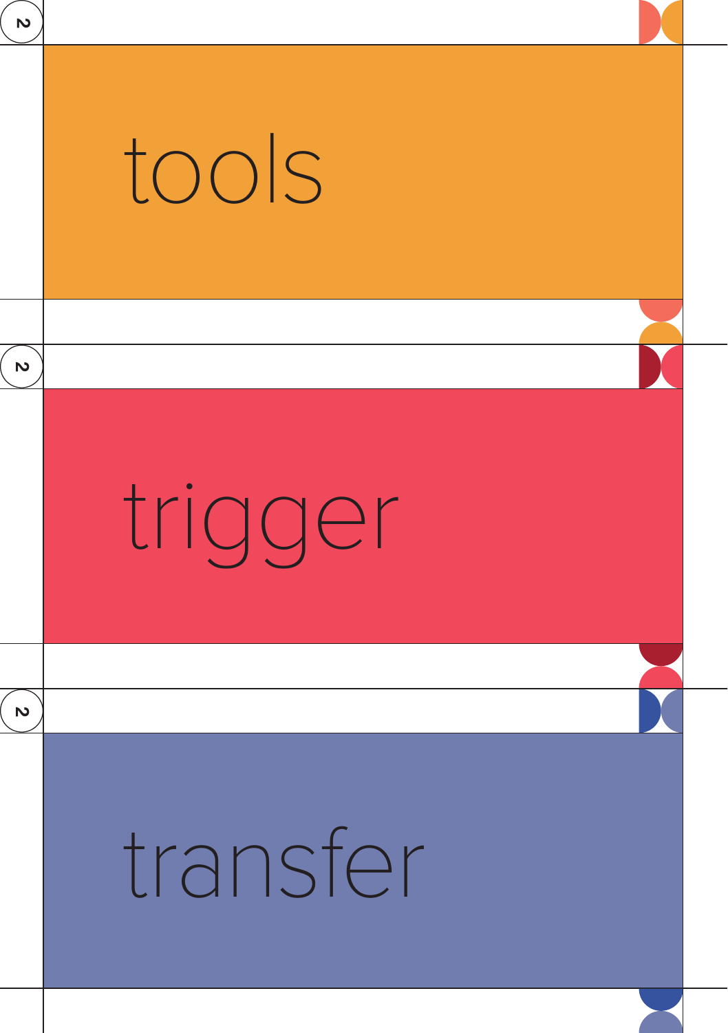2

tools

2

trigger

2

transfer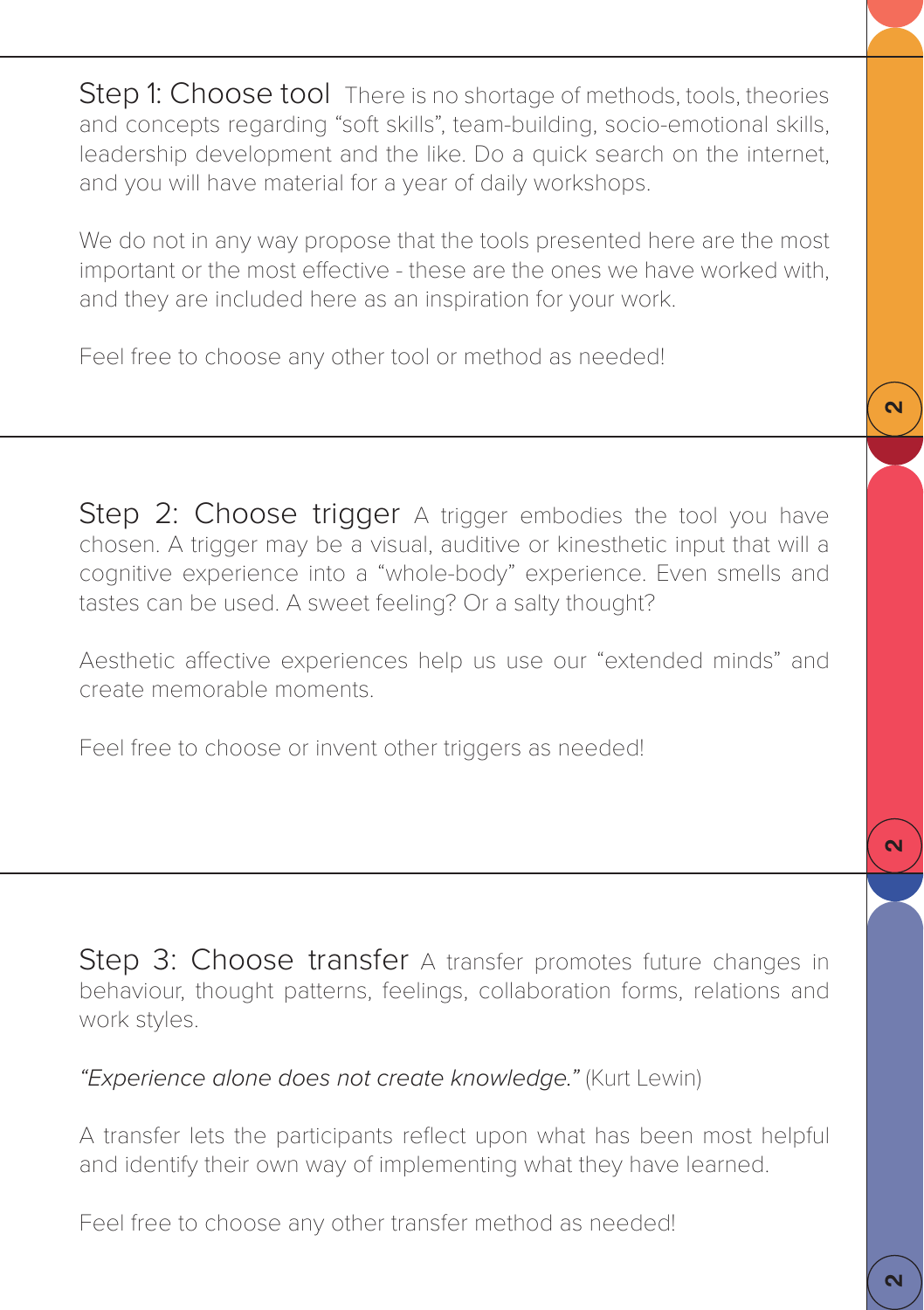## Step 1: Choose tool

There is no shortage of methods, tools, theories and concepts regarding "soft skills", team-building, socio-emotional skills, leadership development and the like. Do a quick search on the internet, and you will have material for a year of daily workshops.

We do not in any way propose that the tools presented here are the most important or the most effective - these are the ones we have worked with, and they are included here as an inspiration for your work.

Feel free to choose any other tool or method as needed!

## Step 2: Choose trigger

A trigger embodies the tool you have chosen. A trigger may be a visual, auditive or kinesthetic input that will a cognitive experience into a "whole-body" experience. Even smells and tastes can be used. A sweet feeling? Or a salty thought?

Aesthetic affective experiences help us use our "extended minds" and create memorable moments.

Feel free to choose or invent other triggers as needed!

## Step 3: Choose transfer

A transfer promotes future changes in behaviour, thought patterns, feelings, collaboration forms, relations and work styles.

*"Experience alone does not create knowledge."* (Kurt Lewin)

A transfer lets the participants reflect upon what has been most helpful and identify their own way of implementing what they have learned.

Feel free to choose any other transfer method as needed!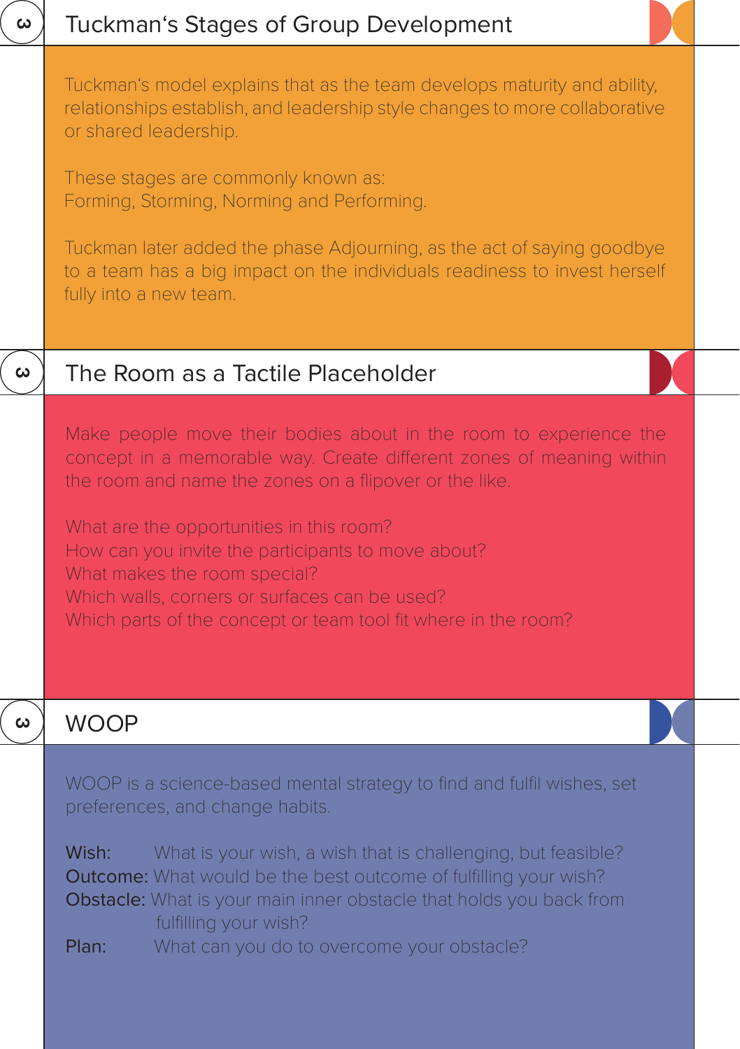## Tuckman's Stages of Group Development

Tuckman's model explains that as the team develops maturity and ability, relationships establish, and leadership style changes to more collaborative or shared leadership.

These stages are commonly known as:
Forming, Storming, Norming and Performing.

Tuckman later added the phase Adjourning, as the act of saying goodbye to a team has a big impact on the individuals readiness to invest herself fully into a new team.

## The Room as a Tactile Placeholder

Make people move their bodies about in the room to experience the concept in a memorable way. Create different zones of meaning within the room and name the zones on a flipover or the like.

What are the opportunities in this room?
How can you invite the participants to move about?
What makes the room special?
Which walls, corners or surfaces can be used?
Which parts of the concept or team tool fit where in the room?

## WOOP

WOOP is a science-based mental strategy to find and fulfil wishes, set preferences, and change habits.

**Wish:** What is your wish, a wish that is challenging, but feasible?
**Outcome:** What would be the best outcome of fulfilling your wish?
**Obstacle:** What is your main inner obstacle that holds you back from fulfilling your wish?
**Plan:** What can you do to overcome your obstacle?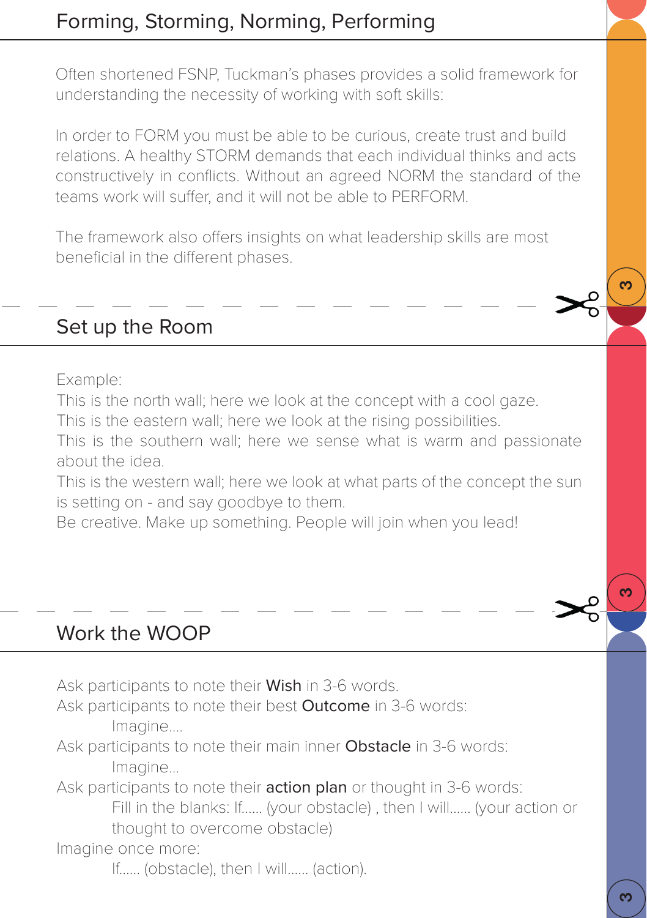## Forming, Storming, Norming, Performing

Often shortened FSNP, Tuckman's phases provides a solid framework for understanding the necessity of working with soft skills:

In order to FORM you must be able to be curious, create trust and build relations. A healthy STORM demands that each individual thinks and acts constructively in conflicts. Without an agreed NORM the standard of the teams work will suffer, and it will not be able to PERFORM.

The framework also offers insights on what leadership skills are most beneficial in the different phases.

## Set up the Room

Example:
This is the north wall; here we look at the concept with a cool gaze.
This is the eastern wall; here we look at the rising possibilities.
This is the southern wall; here we sense what is warm and passionate about the idea.
This is the western wall; here we look at what parts of the concept the sun is setting on - and say goodbye to them.
Be creative. Make up something. People will join when you lead!

## Work the WOOP

Ask participants to note their **Wish** in 3-6 words.
Ask participants to note their best **Outcome** in 3-6 words:
    Imagine....
Ask participants to note their main inner **Obstacle** in 3-6 words:
    Imagine...
Ask participants to note their **action plan** or thought in 3-6 words:
    Fill in the blanks: If...... (your obstacle) , then I will...... (your action or thought to overcome obstacle)
Imagine once more:
    If...... (obstacle), then I will...... (action).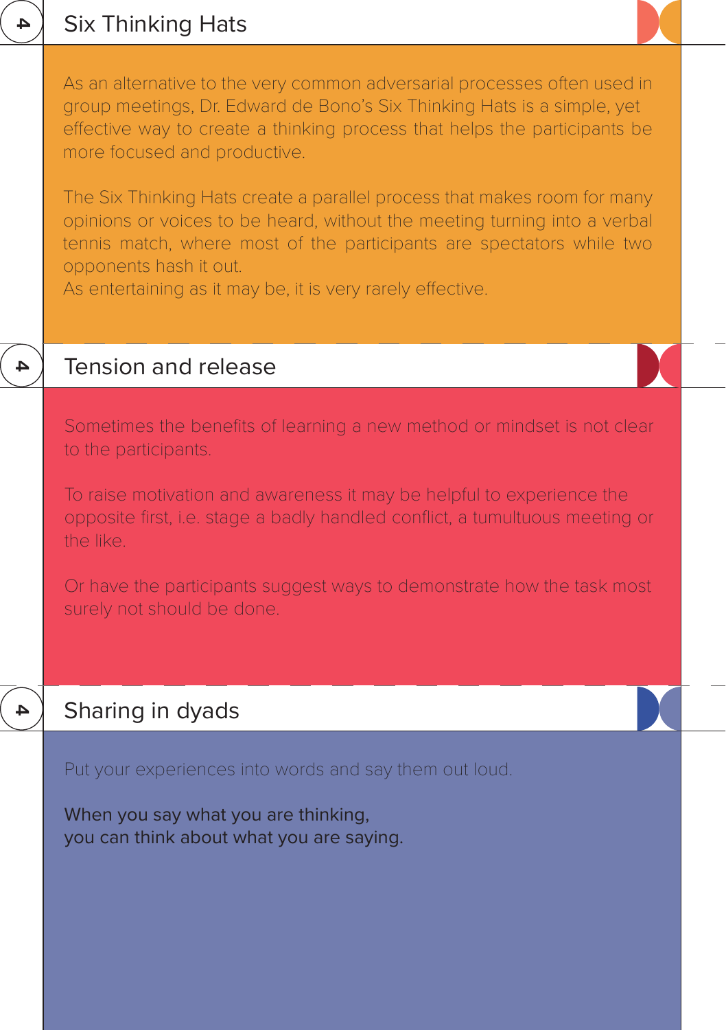## Six Thinking Hats

As an alternative to the very common adversarial processes often used in group meetings, Dr. Edward de Bono's Six Thinking Hats is a simple, yet effective way to create a thinking process that helps the participants be more focused and productive.

The Six Thinking Hats create a parallel process that makes room for many opinions or voices to be heard, without the meeting turning into a verbal tennis match, where most of the participants are spectators while two opponents hash it out.
As entertaining as it may be, it is very rarely effective.

## Tension and release

Sometimes the benefits of learning a new method or mindset is not clear to the participants.

To raise motivation and awareness it may be helpful to experience the opposite first, i.e. stage a badly handled conflict, a tumultuous meeting or the like.

Or have the participants suggest ways to demonstrate how the task most surely not should be done.

## Sharing in dyads

Put your experiences into words and say them out loud.

When you say what you are thinking,
you can think about what you are saying.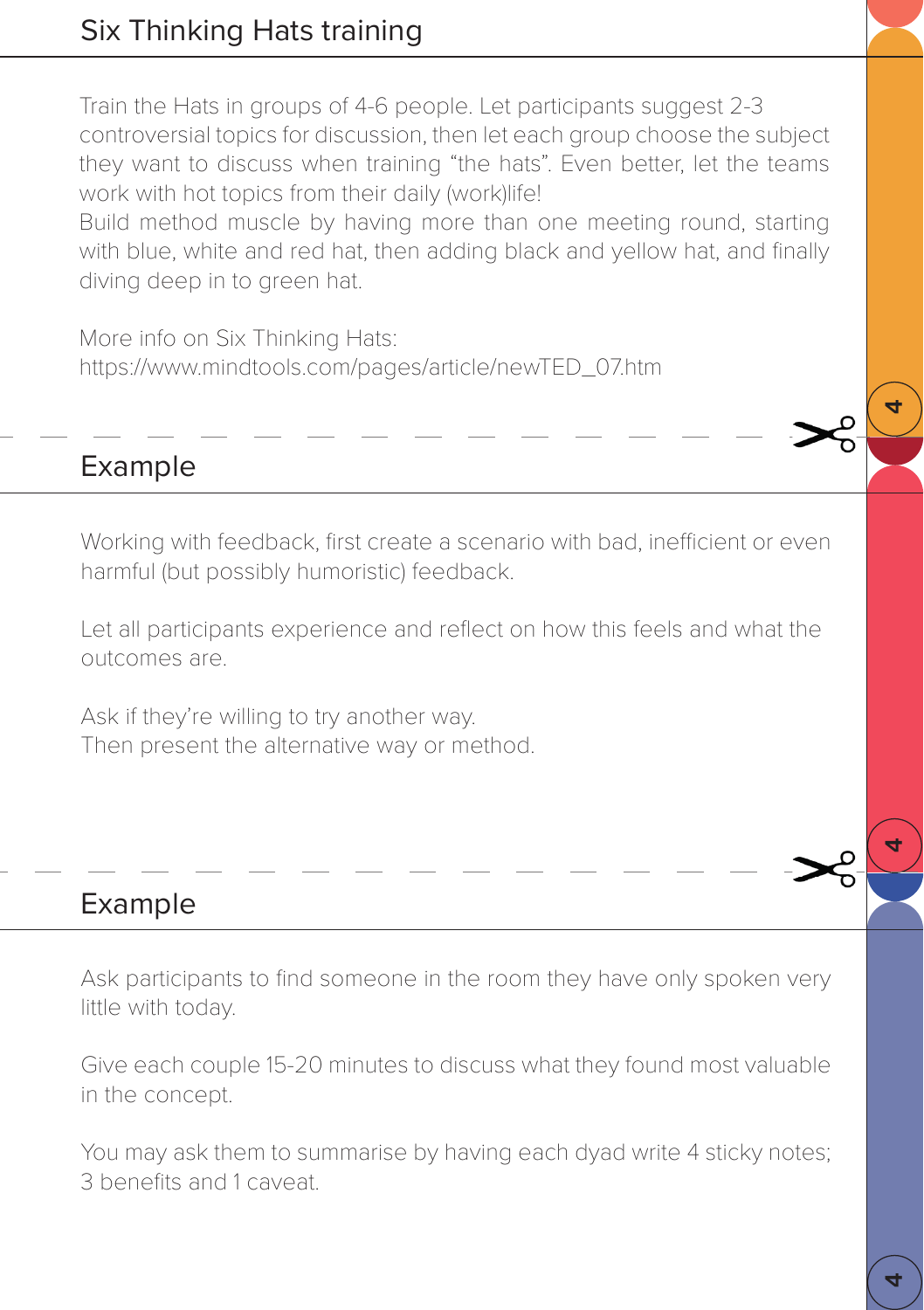## Six Thinking Hats training

Train the Hats in groups of 4-6 people. Let participants suggest 2-3 controversial topics for discussion, then let each group choose the subject they want to discuss when training "the hats". Even better, let the teams work with hot topics from their daily (work)life!
Build method muscle by having more than one meeting round, starting with blue, white and red hat, then adding black and yellow hat, and finally diving deep in to green hat.

More info on Six Thinking Hats:
https://www.mindtools.com/pages/article/newTED_07.htm

## Example

Working with feedback, first create a scenario with bad, inefficient or even harmful (but possibly humoristic) feedback.

Let all participants experience and reflect on how this feels and what the outcomes are.

Ask if they're willing to try another way.
Then present the alternative way or method.

## Example

Ask participants to find someone in the room they have only spoken very little with today.

Give each couple 15-20 minutes to discuss what they found most valuable in the concept.

You may ask them to summarise by having each dyad write 4 sticky notes; 3 benefits and 1 caveat.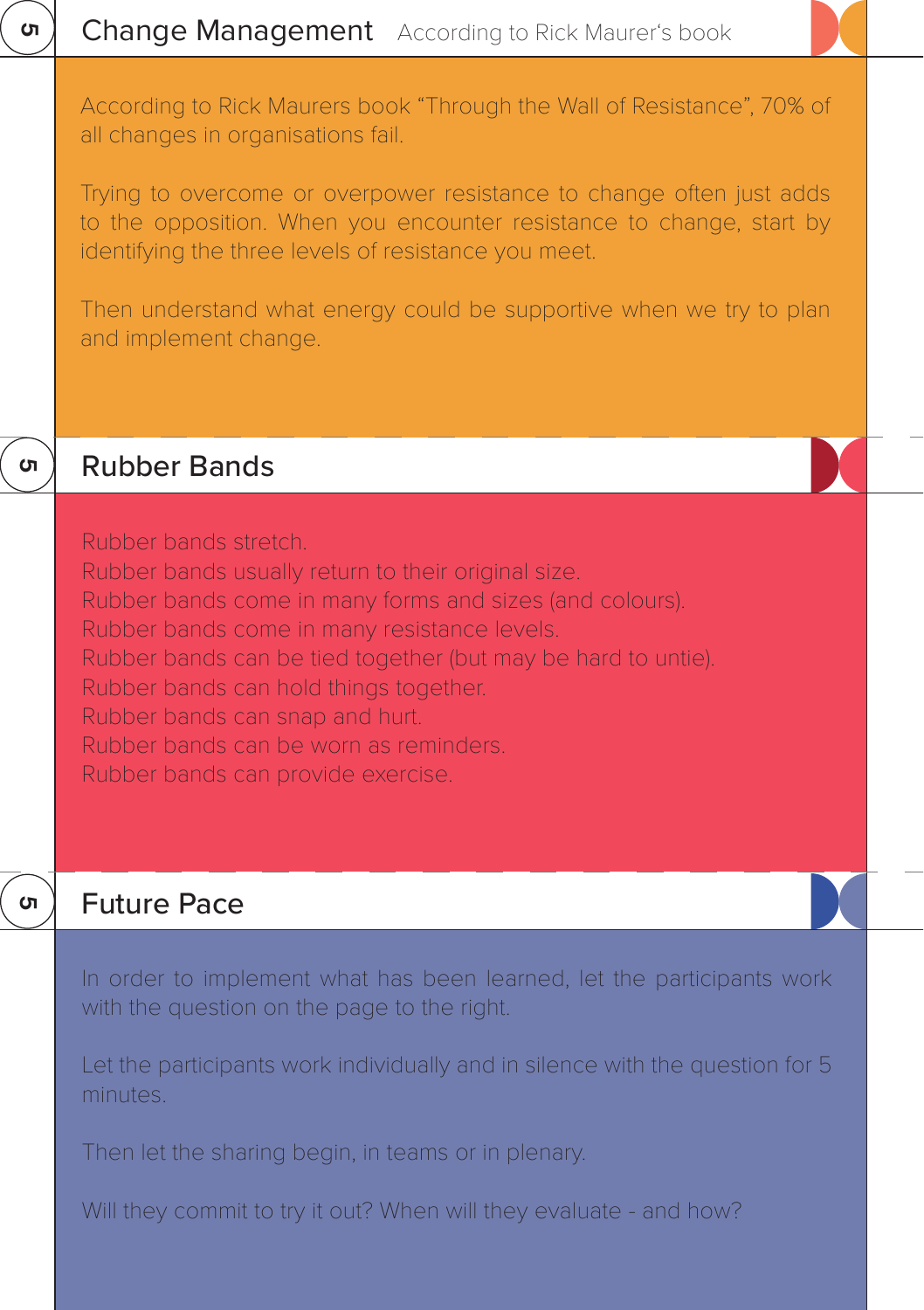## Change Management

According to Rick Maurer's book

According to Rick Maurers book "Through the Wall of Resistance", 70% of all changes in organisations fail.

Trying to overcome or overpower resistance to change often just adds to the opposition. When you encounter resistance to change, start by identifying the three levels of resistance you meet.

Then understand what energy could be supportive when we try to plan and implement change.

## Rubber Bands

Rubber bands stretch.
Rubber bands usually return to their original size.
Rubber bands come in many forms and sizes (and colours).
Rubber bands come in many resistance levels.
Rubber bands can be tied together (but may be hard to untie).
Rubber bands can hold things together.
Rubber bands can snap and hurt.
Rubber bands can be worn as reminders.
Rubber bands can provide exercise.

## Future Pace

In order to implement what has been learned, let the participants work with the question on the page to the right.

Let the participants work individually and in silence with the question for 5 minutes.

Then let the sharing begin, in teams or in plenary.

Will they commit to try it out? When will they evaluate - and how?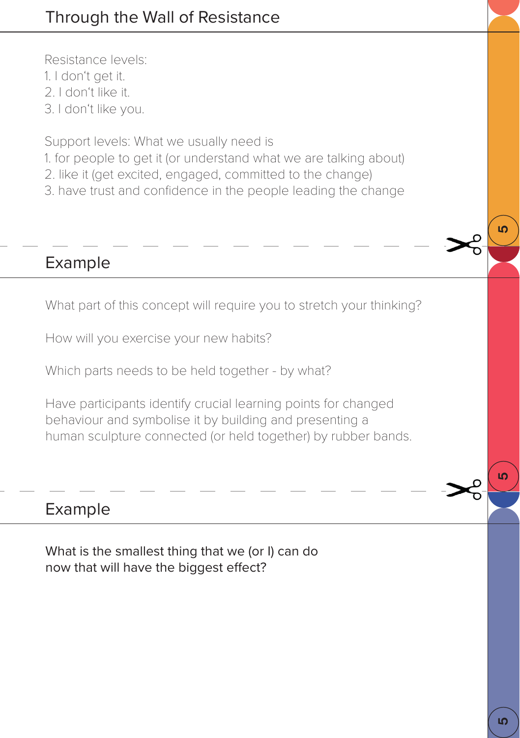## Through the Wall of Resistance

Resistance levels:
1. I don‘t get it.
2. I don‘t like it.
3. I don‘t like you.

Support levels: What we usually need is
1. for people to get it (or understand what we are talking about)
2. like it (get excited, engaged, committed to the change)
3. have trust and confidence in the people leading the change

## Example

What part of this concept will require you to stretch your thinking?

How will you exercise your new habits?

Which parts needs to be held together - by what?

Have participants identify crucial learning points for changed behaviour and symbolise it by building and presenting a human sculpture connected (or held together) by rubber bands.

## Example

What is the smallest thing that we (or I) can do now that will have the biggest effect?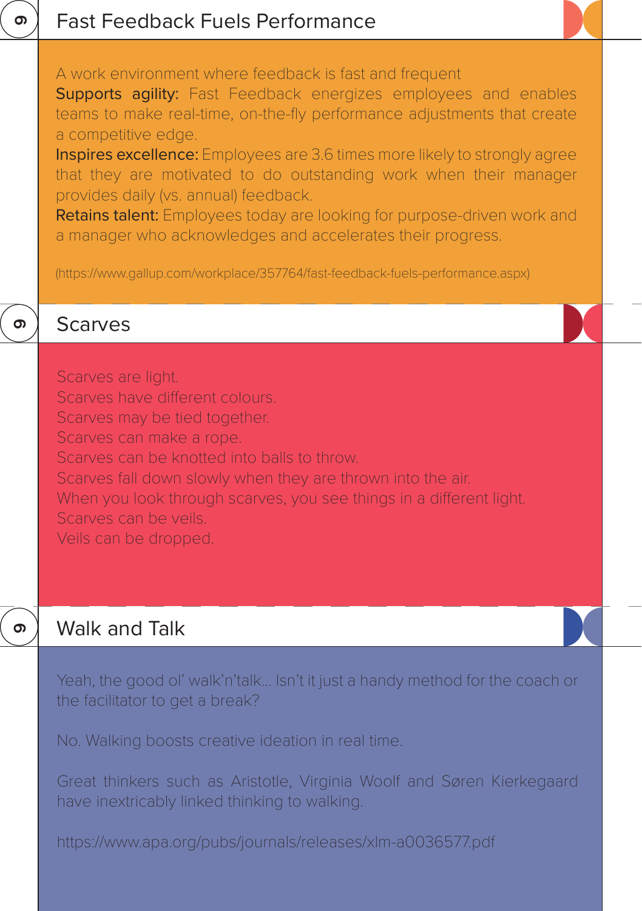## Fast Feedback Fuels Performance

A work environment where feedback is fast and frequent

**Supports agility:** Fast Feedback energizes employees and enables teams to make real-time, on-the-fly performance adjustments that create a competitive edge.

**Inspires excellence:** Employees are 3.6 times more likely to strongly agree that they are motivated to do outstanding work when their manager provides daily (vs. annual) feedback.

**Retains talent:** Employees today are looking for purpose-driven work and a manager who acknowledges and accelerates their progress.

(https://www.gallup.com/workplace/357764/fast-feedback-fuels-performance.aspx)

## Scarves

Scarves are light.
Scarves have different colours.
Scarves may be tied together.
Scarves can make a rope.
Scarves can be knotted into balls to throw.
Scarves fall down slowly when they are thrown into the air.
When you look through scarves, you see things in a different light.
Scarves can be veils.
Veils can be dropped.

## Walk and Talk

Yeah, the good ol' walk'n'talk... Isn't it just a handy method for the coach or the facilitator to get a break?

No. Walking boosts creative ideation in real time.

Great thinkers such as Aristotle, Virginia Woolf and Søren Kierkegaard have inextricably linked thinking to walking.

https://www.apa.org/pubs/journals/releases/xlm-a0036577.pdf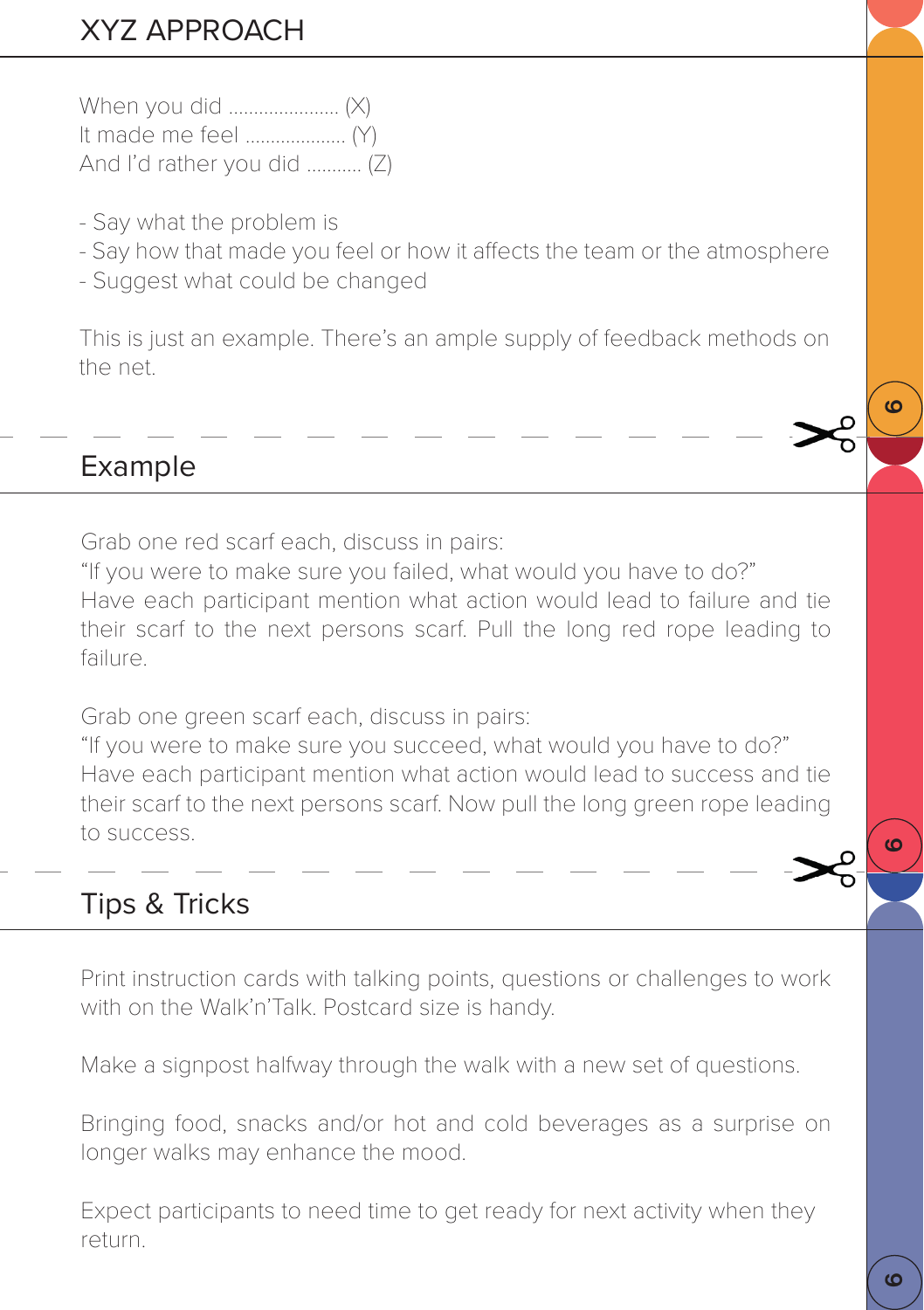## XYZ APPROACH

When you did ...................... (X)
It made me feel .................... (Y)
And I'd rather you did ........... (Z)

- Say what the problem is
- Say how that made you feel or how it affects the team or the atmosphere
- Suggest what could be changed

This is just an example. There's an ample supply of feedback methods on the net.

## Example

Grab one red scarf each, discuss in pairs:
"If you were to make sure you failed, what would you have to do?"
Have each participant mention what action would lead to failure and tie their scarf to the next persons scarf. Pull the long red rope leading to failure.

Grab one green scarf each, discuss in pairs:
"If you were to make sure you succeed, what would you have to do?"
Have each participant mention what action would lead to success and tie their scarf to the next persons scarf. Now pull the long green rope leading to success.

## Tips & Tricks

Print instruction cards with talking points, questions or challenges to work with on the Walk'n'Talk. Postcard size is handy.

Make a signpost halfway through the walk with a new set of questions.

Bringing food, snacks and/or hot and cold beverages as a surprise on longer walks may enhance the mood.

Expect participants to need time to get ready for next activity when they return.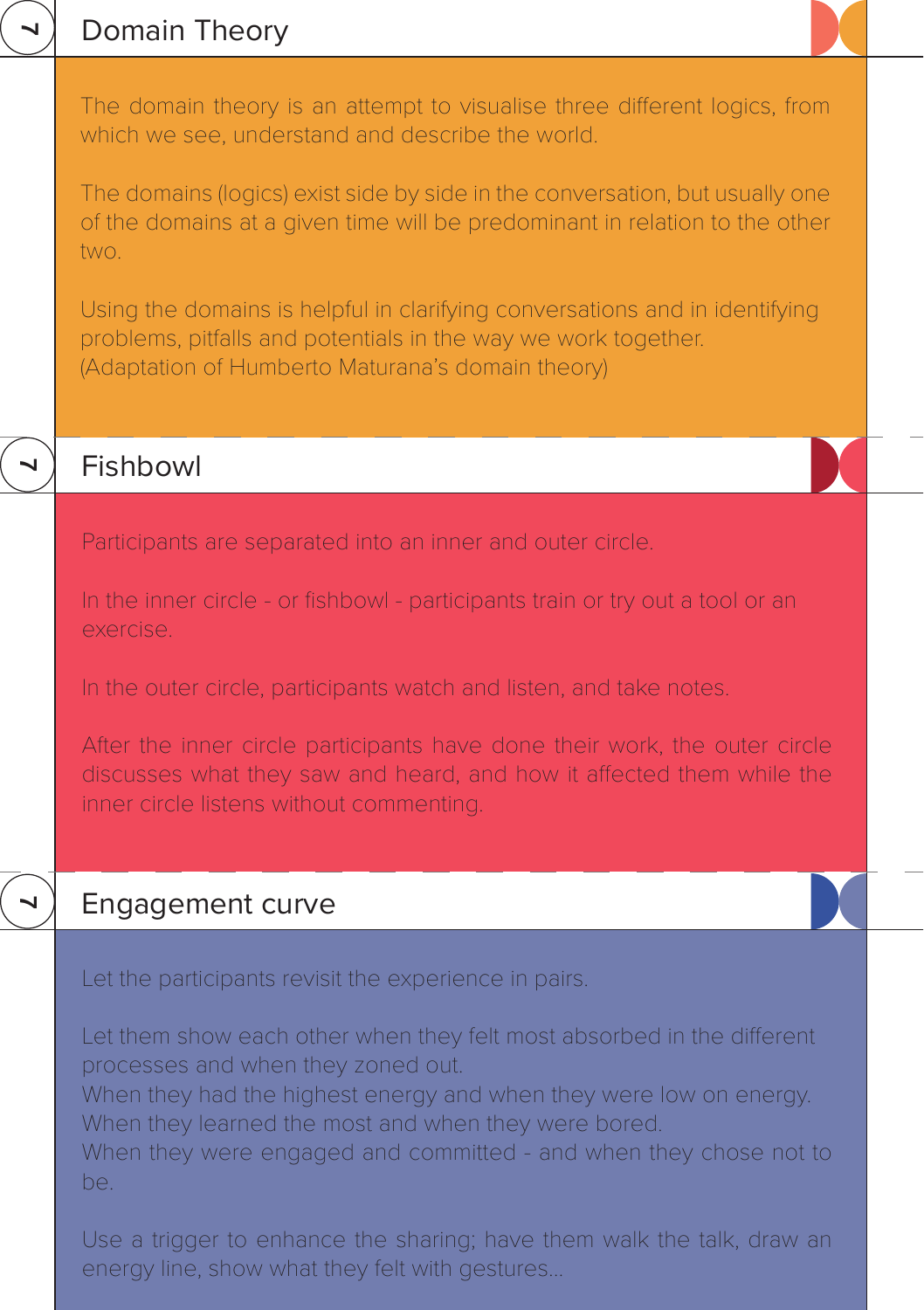## Domain Theory

The domain theory is an attempt to visualise three different logics, from which we see, understand and describe the world.

The domains (logics) exist side by side in the conversation, but usually one of the domains at a given time will be predominant in relation to the other two.

Using the domains is helpful in clarifying conversations and in identifying problems, pitfalls and potentials in the way we work together.
(Adaptation of Humberto Maturana's domain theory)

## Fishbowl

Participants are separated into an inner and outer circle.

In the inner circle - or fishbowl - participants train or try out a tool or an exercise.

In the outer circle, participants watch and listen, and take notes.

After the inner circle participants have done their work, the outer circle discusses what they saw and heard, and how it affected them while the inner circle listens without commenting.

## Engagement curve

Let the participants revisit the experience in pairs.

Let them show each other when they felt most absorbed in the different processes and when they zoned out.
When they had the highest energy and when they were low on energy.
When they learned the most and when they were bored.
When they were engaged and committed - and when they chose not to be.

Use a trigger to enhance the sharing; have them walk the talk, draw an energy line, show what they felt with gestures...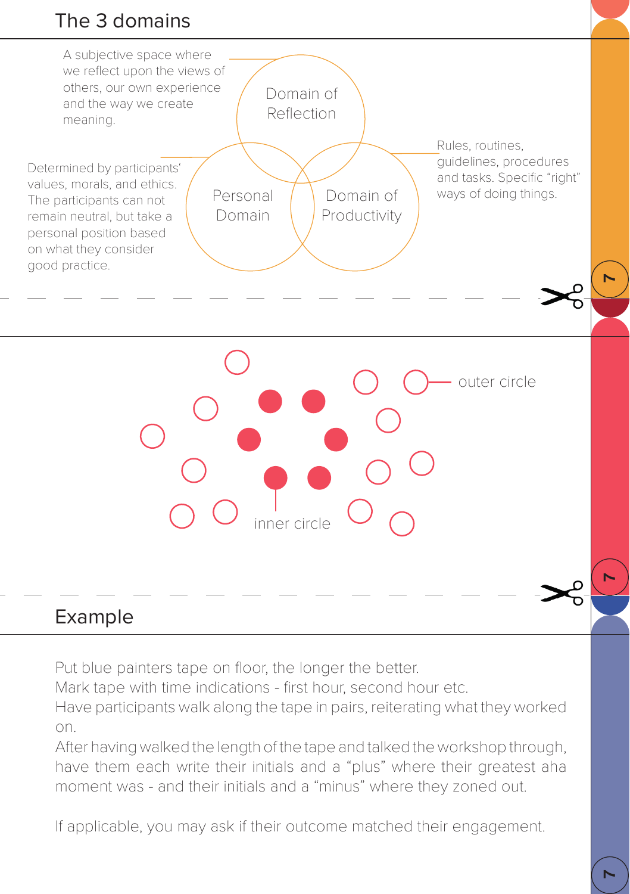## The 3 domains

Domain of Reflection

A subjective space where we reflect upon the views of others, our own experience and the way we create meaning.

Personal Domain

Determined by participants' values, morals, and ethics. The participants can not remain neutral, but take a personal position based on what they consider good practice.

Domain of Productivity

Rules, routines, guidelines, procedures and tasks. Specific "right" ways of doing things.

outer circle

inner circle

## Example

Put blue painters tape on floor, the longer the better.
Mark tape with time indications - first hour, second hour etc.
Have participants walk along the tape in pairs, reiterating what they worked on.
After having walked the length of the tape and talked the workshop through, have them each write their initials and a "plus" where their greatest aha moment was - and their initials and a "minus" where they zoned out.

If applicable, you may ask if their outcome matched their engagement.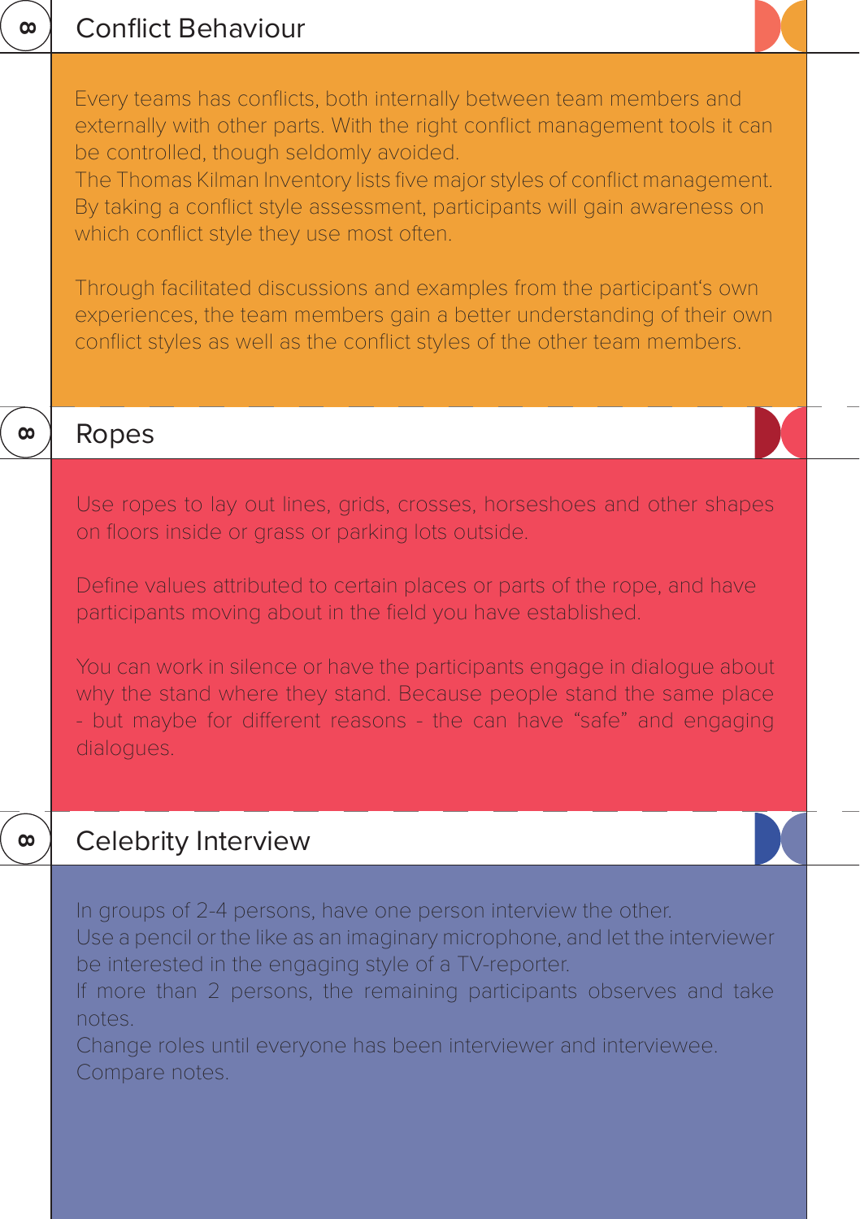## Conflict Behaviour

Every teams has conflicts, both internally between team members and externally with other parts. With the right conflict management tools it can be controlled, though seldomly avoided.
The Thomas Kilman Inventory lists five major styles of conflict management. By taking a conflict style assessment, participants will gain awareness on which conflict style they use most often.

Through facilitated discussions and examples from the participant's own experiences, the team members gain a better understanding of their own conflict styles as well as the conflict styles of the other team members.

## Ropes

Use ropes to lay out lines, grids, crosses, horseshoes and other shapes on floors inside or grass or parking lots outside.

Define values attributed to certain places or parts of the rope, and have participants moving about in the field you have established.

You can work in silence or have the participants engage in dialogue about why the stand where they stand. Because people stand the same place - but maybe for different reasons - the can have "safe" and engaging dialogues.

## Celebrity Interview

In groups of 2-4 persons, have one person interview the other.
Use a pencil or the like as an imaginary microphone, and let the interviewer be interested in the engaging style of a TV-reporter.
If more than 2 persons, the remaining participants observes and take notes.
Change roles until everyone has been interviewer and interviewee.
Compare notes.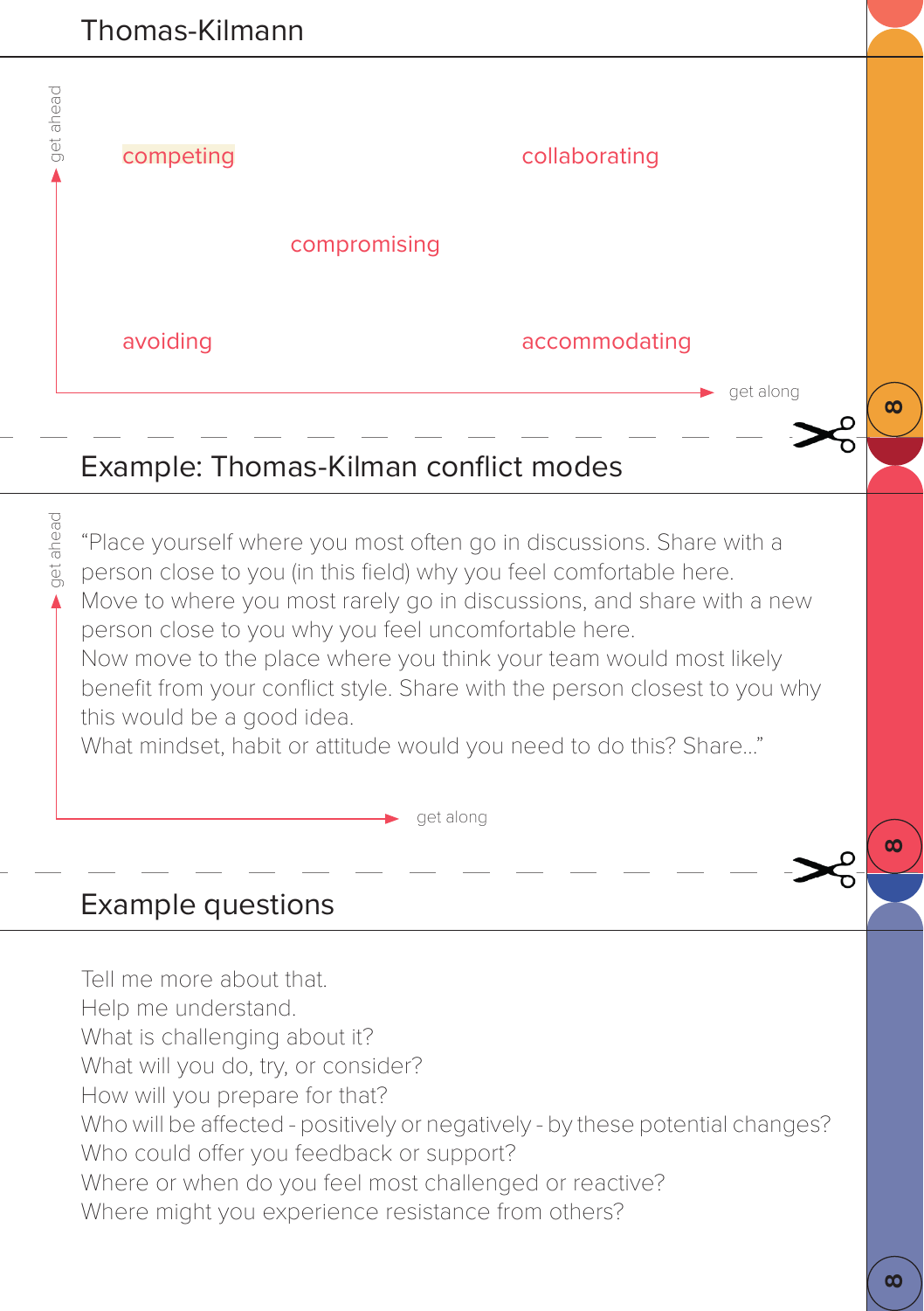## Thomas-Kilmann

get ahead

competing

collaborating

compromising

avoiding

accommodating

get along

## Example: Thomas-Kilman conflict modes

get ahead

“Place yourself where you most often go in discussions. Share with a person close to you (in this field) why you feel comfortable here.
Move to where you most rarely go in discussions, and share with a new person close to you why you feel uncomfortable here.
Now move to the place where you think your team would most likely benefit from your conflict style. Share with the person closest to you why this would be a good idea.
What mindset, habit or attitude would you need to do this? Share...”

get along

## Example questions

Tell me more about that.
Help me understand.
What is challenging about it?
What will you do, try, or consider?
How will you prepare for that?
Who will be affected - positively or negatively - by these potential changes?
Who could offer you feedback or support?
Where or when do you feel most challenged or reactive?
Where might you experience resistance from others?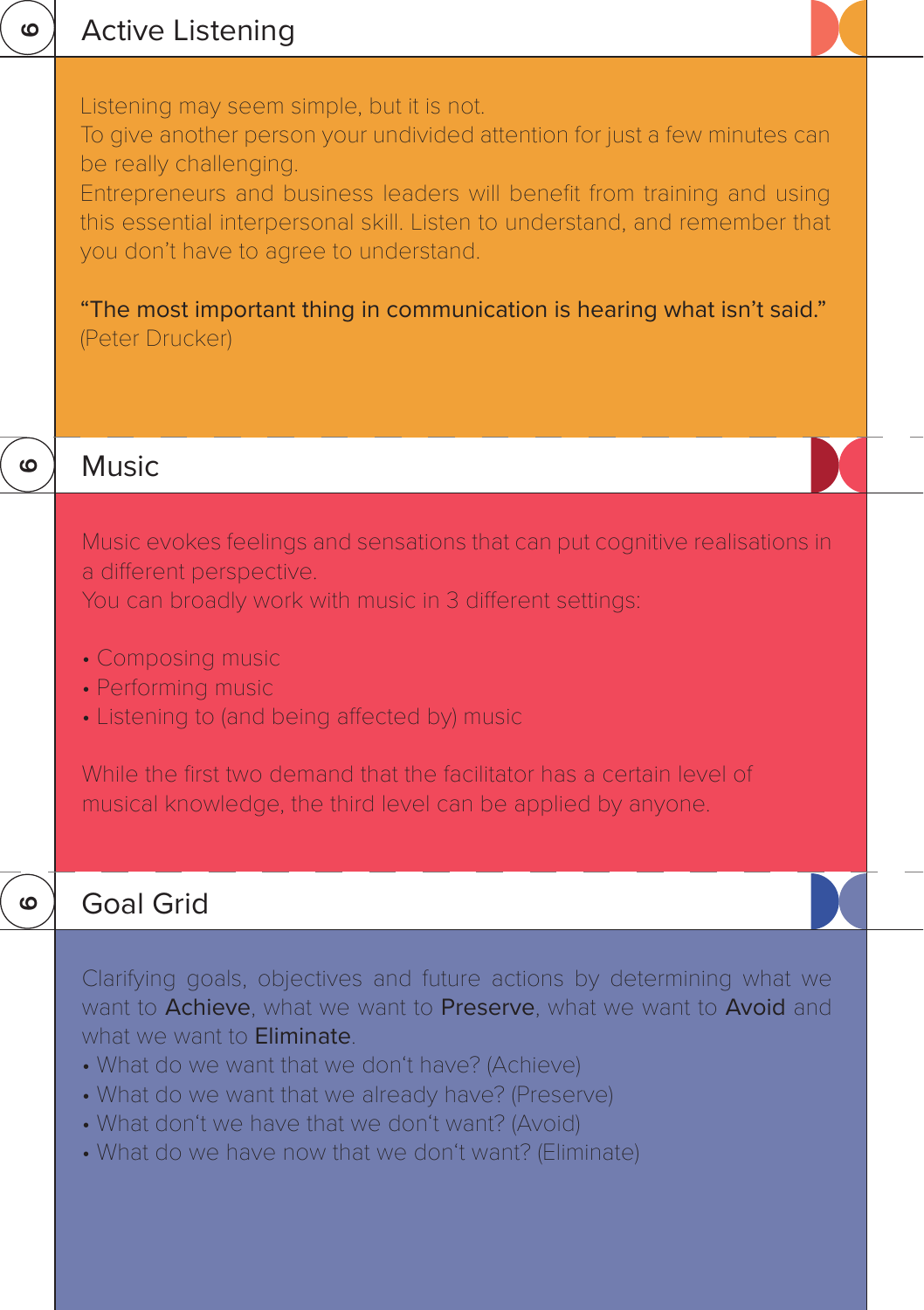## Active Listening

Listening may seem simple, but it is not.
To give another person your undivided attention for just a few minutes can be really challenging.
Entrepreneurs and business leaders will benefit from training and using this essential interpersonal skill. Listen to understand, and remember that you don't have to agree to understand.

"The most important thing in communication is hearing what isn't said."
(Peter Drucker)

## Music

Music evokes feelings and sensations that can put cognitive realisations in a different perspective.
You can broadly work with music in 3 different settings:

- Composing music
- Performing music
- Listening to (and being affected by) music

While the first two demand that the facilitator has a certain level of musical knowledge, the third level can be applied by anyone.

## Goal Grid

Clarifying goals, objectives and future actions by determining what we want to **Achieve**, what we want to **Preserve**, what we want to **Avoid** and what we want to **Eliminate**.

- What do we want that we don't have? (Achieve)
- What do we want that we already have? (Preserve)
- What don't we have that we don't want? (Avoid)
- What do we have now that we don't want? (Eliminate)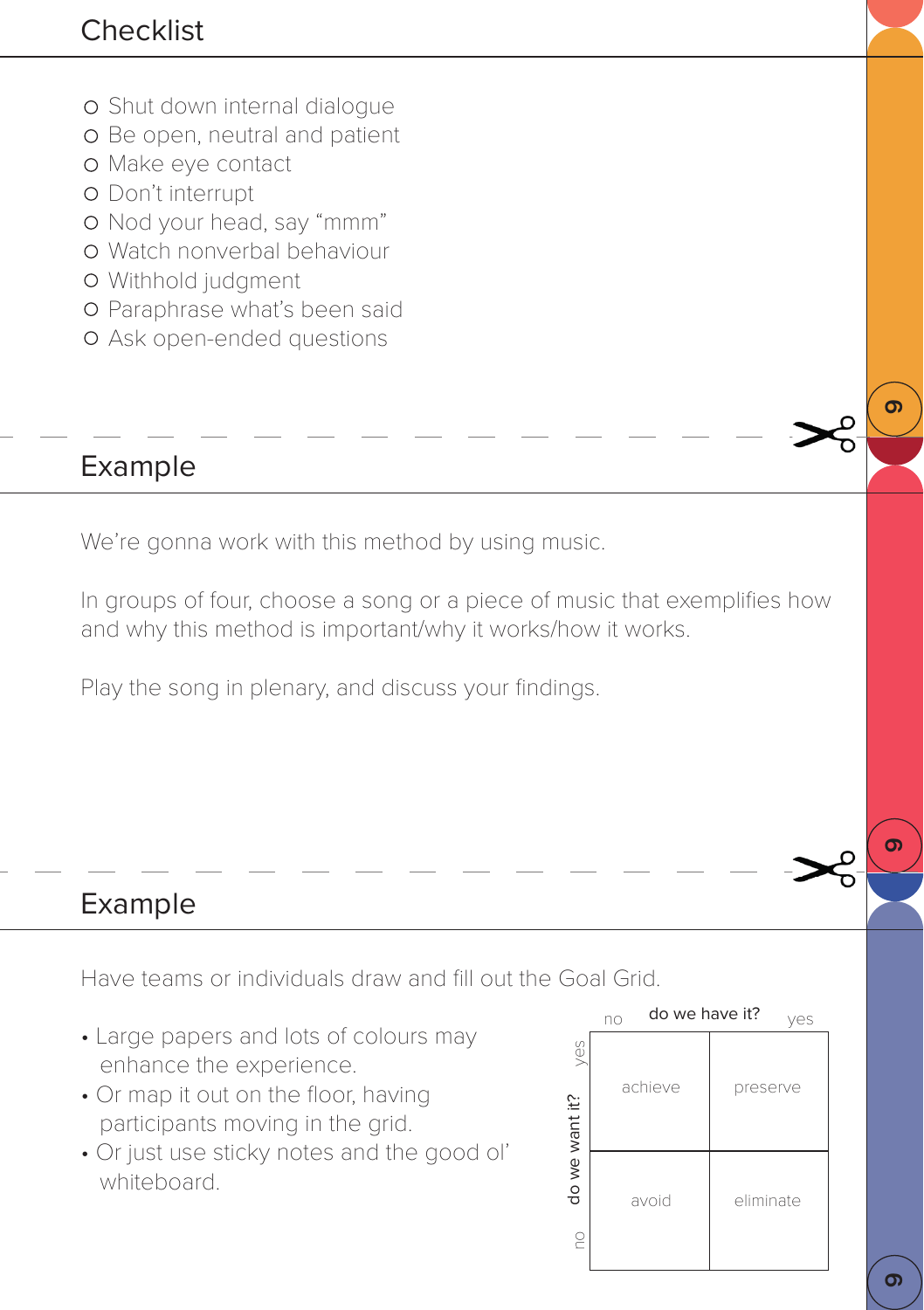## Checklist

- Shut down internal dialogue
- Be open, neutral and patient
- Make eye contact
- Don't interrupt
- Nod your head, say "mmm"
- Watch nonverbal behaviour
- Withhold judgment
- Paraphrase what's been said
- Ask open-ended questions

## Example

We're gonna work with this method by using music.

In groups of four, choose a song or a piece of music that exemplifies how and why this method is important/why it works/how it works.

Play the song in plenary, and discuss your findings.

## Example

Have teams or individuals draw and fill out the Goal Grid.

- Large papers and lots of colours may enhance the experience.
- Or map it out on the floor, having participants moving in the grid.
- Or just use sticky notes and the good ol' whiteboard.

| do we want it? / do we have it? | no | yes |
|---|---|---|
| yes | achieve | preserve |
| no | avoid | eliminate |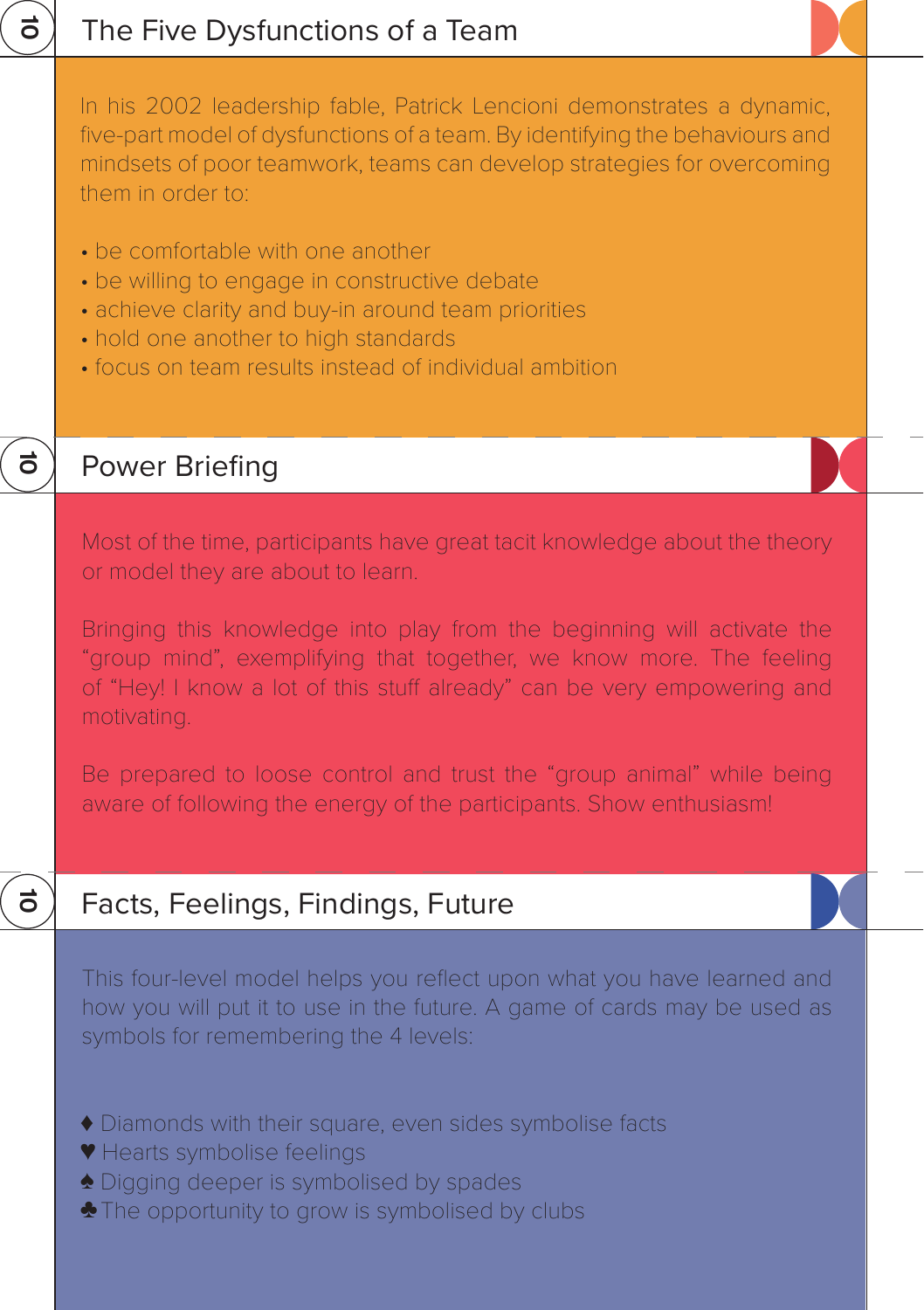## The Five Dysfunctions of a Team

In his 2002 leadership fable, Patrick Lencioni demonstrates a dynamic, five-part model of dysfunctions of a team. By identifying the behaviours and mindsets of poor teamwork, teams can develop strategies for overcoming them in order to:

- be comfortable with one another
- be willing to engage in constructive debate
- achieve clarity and buy-in around team priorities
- hold one another to high standards
- focus on team results instead of individual ambition

## Power Briefing

Most of the time, participants have great tacit knowledge about the theory or model they are about to learn.

Bringing this knowledge into play from the beginning will activate the “group mind”, exemplifying that together, we know more. The feeling of “Hey! I know a lot of this stuff already” can be very empowering and motivating.

Be prepared to loose control and trust the “group animal” while being aware of following the energy of the participants. Show enthusiasm!

## Facts, Feelings, Findings, Future

This four-level model helps you reflect upon what you have learned and how you will put it to use in the future. A game of cards may be used as symbols for remembering the 4 levels:

♦ Diamonds with their square, even sides symbolise facts
♥ Hearts symbolise feelings
♠ Digging deeper is symbolised by spades
♣ The opportunity to grow is symbolised by clubs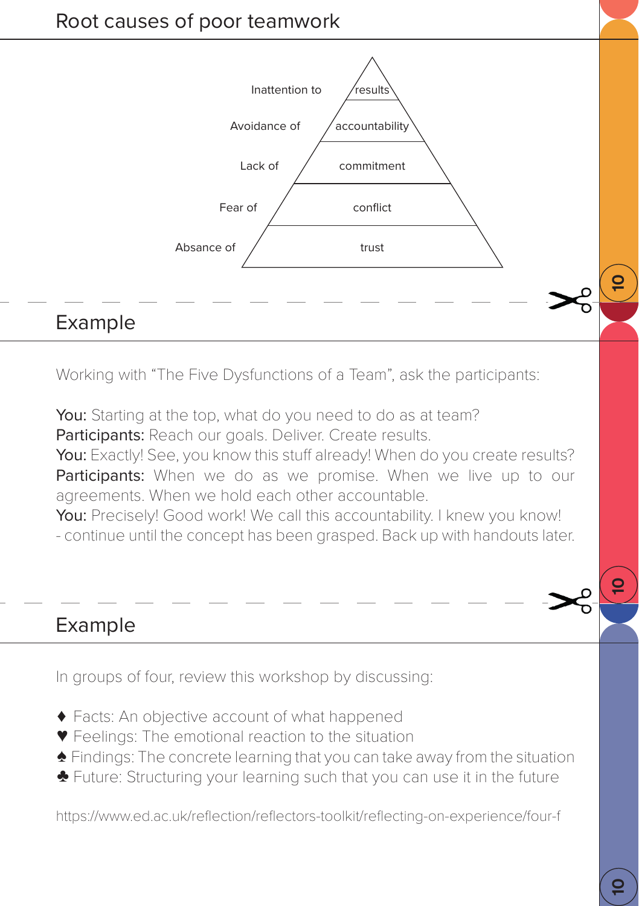## Root causes of poor teamwork

- Inattention to results
- Avoidance of accountability
- Lack of commitment
- Fear of conflict
- Absence of trust

## Example

Working with "The Five Dysfunctions of a Team", ask the participants:

**You:** Starting at the top, what do you need to do as at team?
**Participants:** Reach our goals. Deliver. Create results.
**You:** Exactly! See, you know this stuff already! When do you create results?
**Participants:** When we do as we promise. When we live up to our agreements. When we hold each other accountable.
**You:** Precisely! Good work! We call this accountability. I knew you know!
- continue until the concept has been grasped. Back up with handouts later.

## Example

In groups of four, review this workshop by discussing:

♦ Facts: An objective account of what happened
♥ Feelings: The emotional reaction to the situation
♠ Findings: The concrete learning that you can take away from the situation
♣ Future: Structuring your learning such that you can use it in the future

https://www.ed.ac.uk/reflection/reflectors-toolkit/reflecting-on-experience/four-f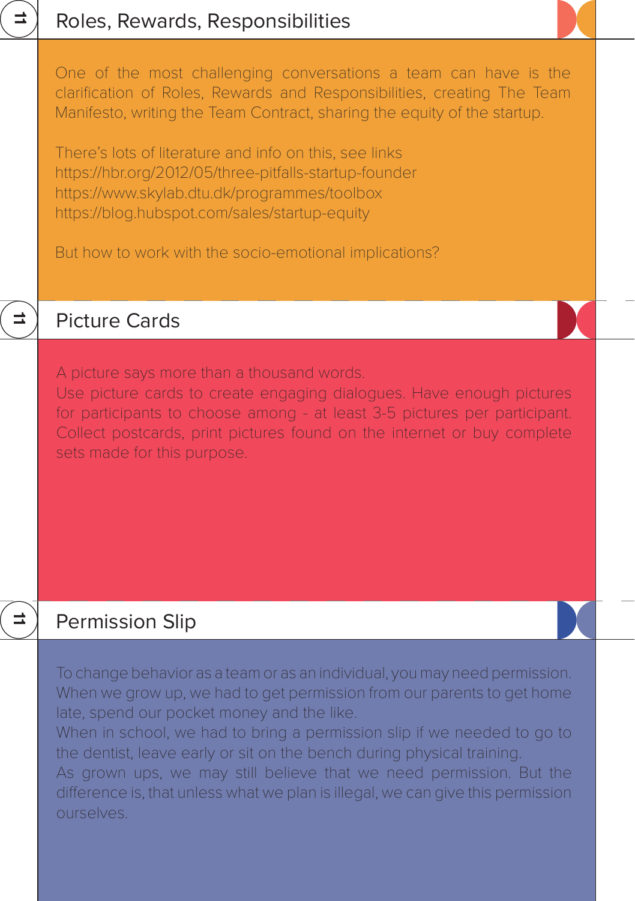## Roles, Rewards, Responsibilities

One of the most challenging conversations a team can have is the clarification of Roles, Rewards and Responsibilities, creating The Team Manifesto, writing the Team Contract, sharing the equity of the startup.

There's lots of literature and info on this, see links
https://hbr.org/2012/05/three-pitfalls-startup-founder
https://www.skylab.dtu.dk/programmes/toolbox
https://blog.hubspot.com/sales/startup-equity

But how to work with the socio-emotional implications?

## Picture Cards

A picture says more than a thousand words.
Use picture cards to create engaging dialogues. Have enough pictures for participants to choose among - at least 3-5 pictures per participant. Collect postcards, print pictures found on the internet or buy complete sets made for this purpose.

## Permission Slip

To change behavior as a team or as an individual, you may need permission. When we grow up, we had to get permission from our parents to get home late, spend our pocket money and the like.
When in school, we had to bring a permission slip if we needed to go to the dentist, leave early or sit on the bench during physical training.
As grown ups, we may still believe that we need permission. But the difference is, that unless what we plan is illegal, we can give this permission ourselves.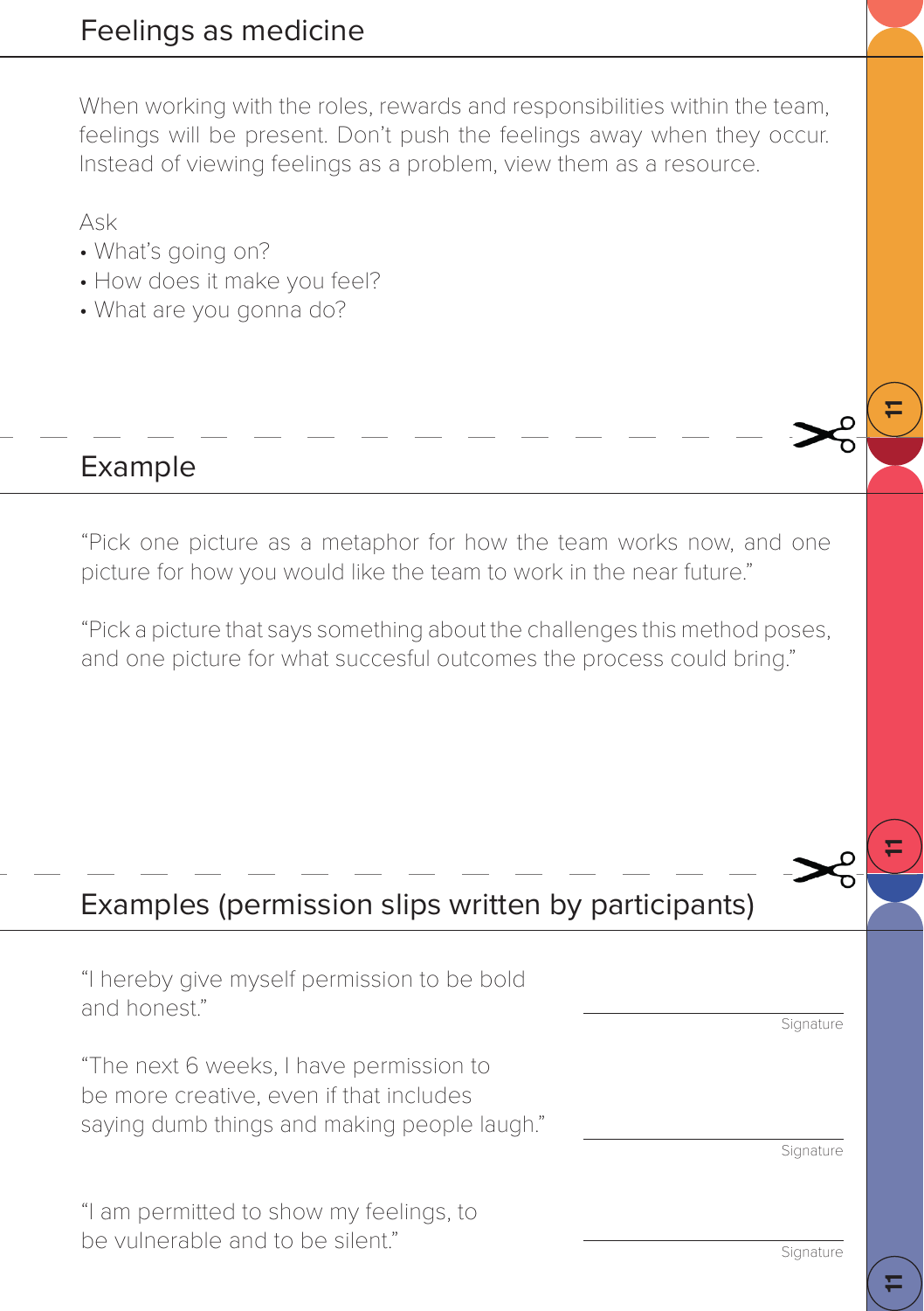## Feelings as medicine

When working with the roles, rewards and responsibilities within the team, feelings will be present. Don't push the feelings away when they occur. Instead of viewing feelings as a problem, view them as a resource.

Ask

- What's going on?
- How does it make you feel?
- What are you gonna do?

## Example

"Pick one picture as a metaphor for how the team works now, and one picture for how you would like the team to work in the near future."

"Pick a picture that says something about the challenges this method poses, and one picture for what succesful outcomes the process could bring."

## Examples (permission slips written by participants)

"I hereby give myself permission to be bold and honest."

Signature

"The next 6 weeks, I have permission to be more creative, even if that includes saying dumb things and making people laugh."

Signature

"I am permitted to show my feelings, to be vulnerable and to be silent."

Signature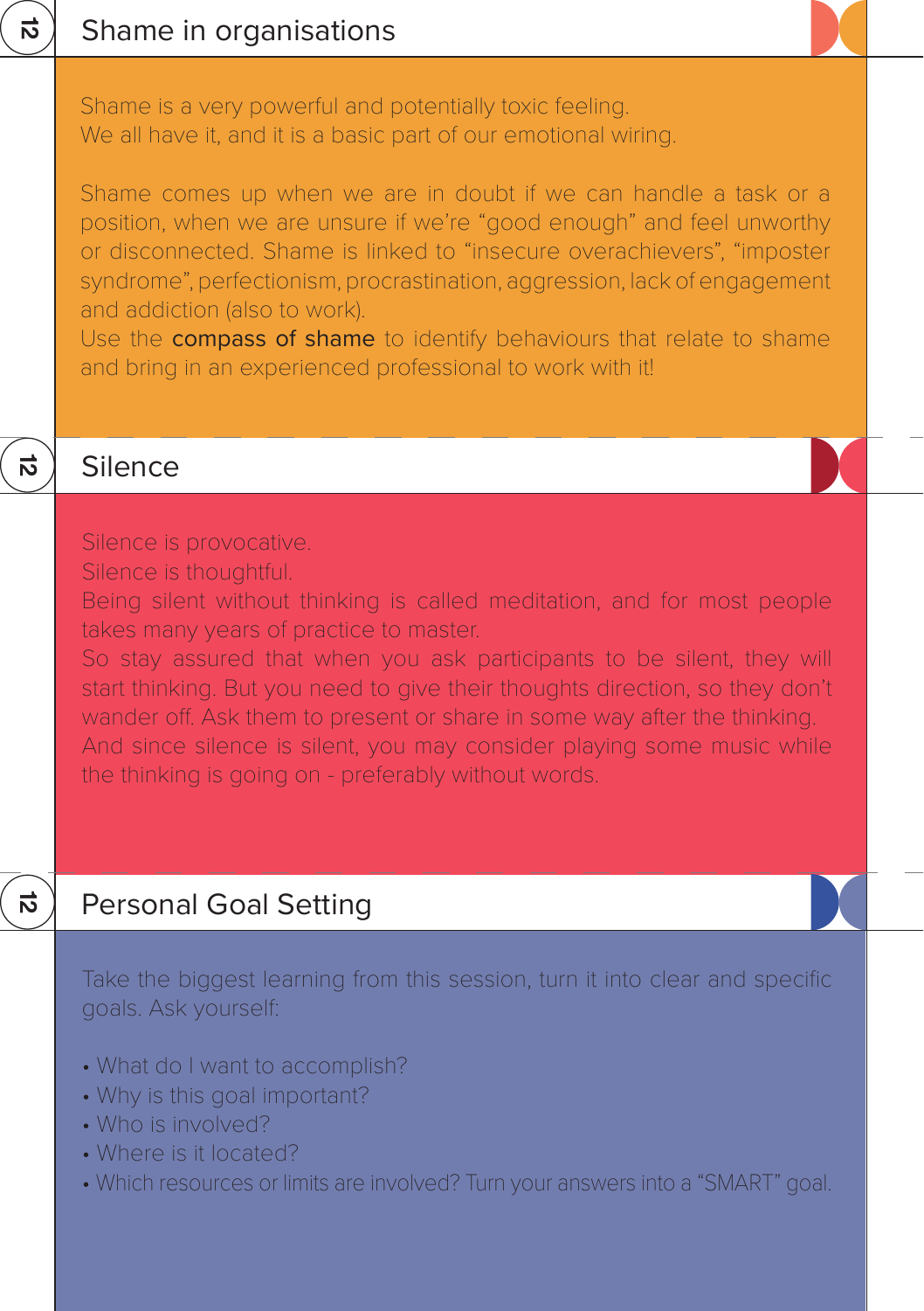## Shame in organisations

Shame is a very powerful and potentially toxic feeling.
We all have it, and it is a basic part of our emotional wiring.

Shame comes up when we are in doubt if we can handle a task or a position, when we are unsure if we're "good enough" and feel unworthy or disconnected. Shame is linked to "insecure overachievers", "imposter syndrome", perfectionism, procrastination, aggression, lack of engagement and addiction (also to work).
Use the compass of shame to identify behaviours that relate to shame and bring in an experienced professional to work with it!

## Silence

Silence is provocative.
Silence is thoughtful.
Being silent without thinking is called meditation, and for most people takes many years of practice to master.
So stay assured that when you ask participants to be silent, they will start thinking. But you need to give their thoughts direction, so they don't wander off. Ask them to present or share in some way after the thinking.
And since silence is silent, you may consider playing some music while the thinking is going on - preferably without words.

## Personal Goal Setting

Take the biggest learning from this session, turn it into clear and specific goals. Ask yourself:

- What do I want to accomplish?
- Why is this goal important?
- Who is involved?
- Where is it located?
- Which resources or limits are involved? Turn your answers into a "SMART" goal.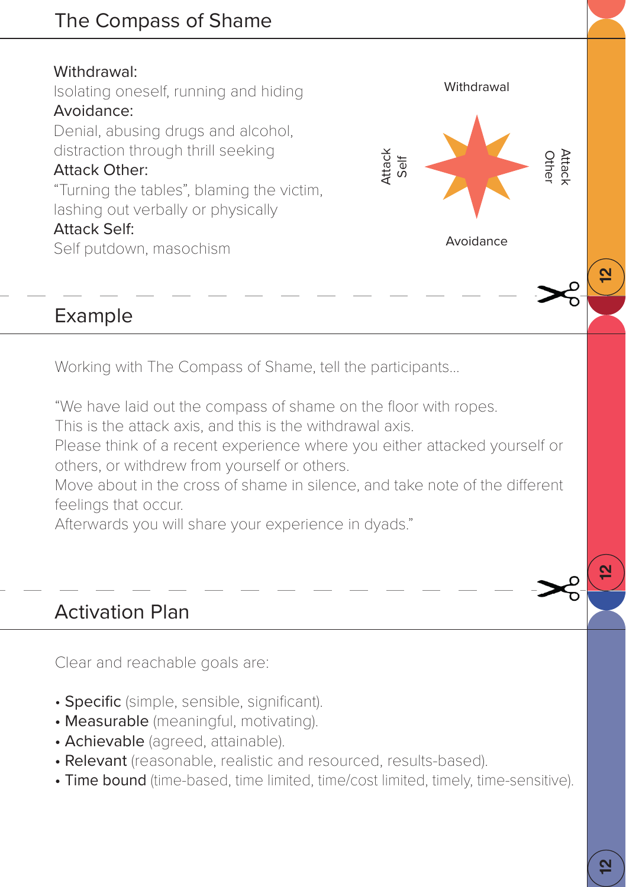## The Compass of Shame

**Withdrawal:**
Isolating oneself, running and hiding
**Avoidance:**
Denial, abusing drugs and alcohol, distraction through thrill seeking
**Attack Other:**
"Turning the tables", blaming the victim, lashing out verbally or physically
**Attack Self:**
Self putdown, masochism

Withdrawal

Attack Self

Attack Other

Avoidance

## Example

Working with The Compass of Shame, tell the participants...

"We have laid out the compass of shame on the floor with ropes.
This is the attack axis, and this is the withdrawal axis.
Please think of a recent experience where you either attacked yourself or others, or withdrew from yourself or others.
Move about in the cross of shame in silence, and take note of the different feelings that occur.
Afterwards you will share your experience in dyads."

## Activation Plan

Clear and reachable goals are:

- **Specific** (simple, sensible, significant).
- **Measurable** (meaningful, motivating).
- **Achievable** (agreed, attainable).
- **Relevant** (reasonable, realistic and resourced, results-based).
- **Time bound** (time-based, time limited, time/cost limited, timely, time-sensitive).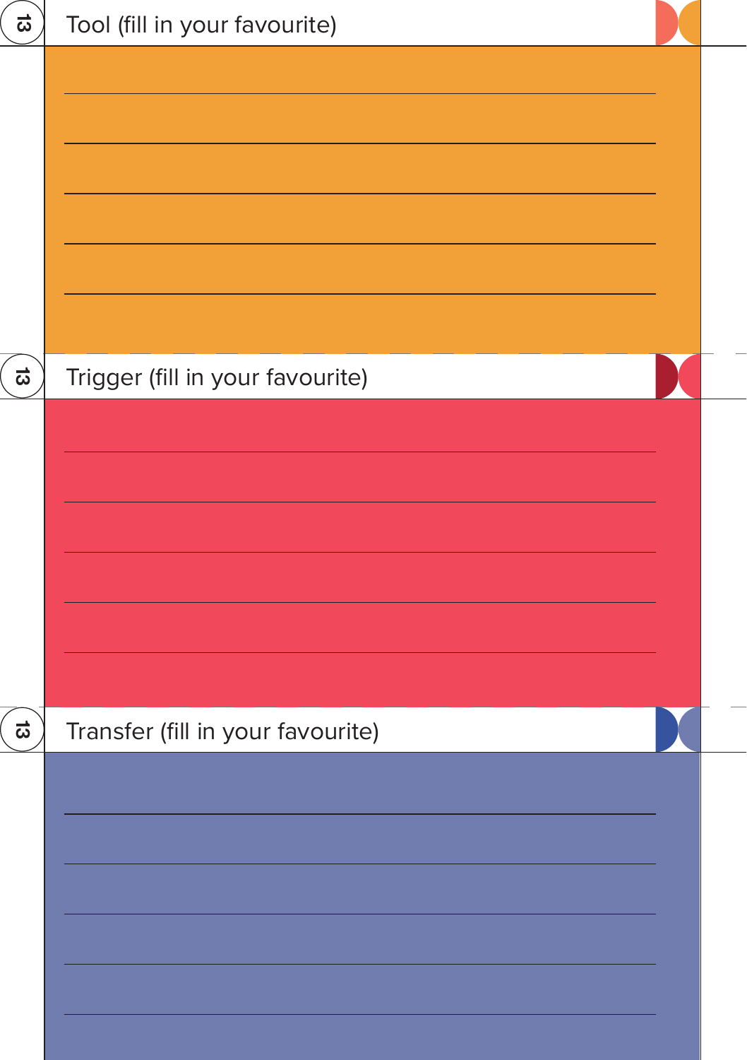13

## Tool (fill in your favourite)

13

## Trigger (fill in your favourite)

13

## Transfer (fill in your favourite)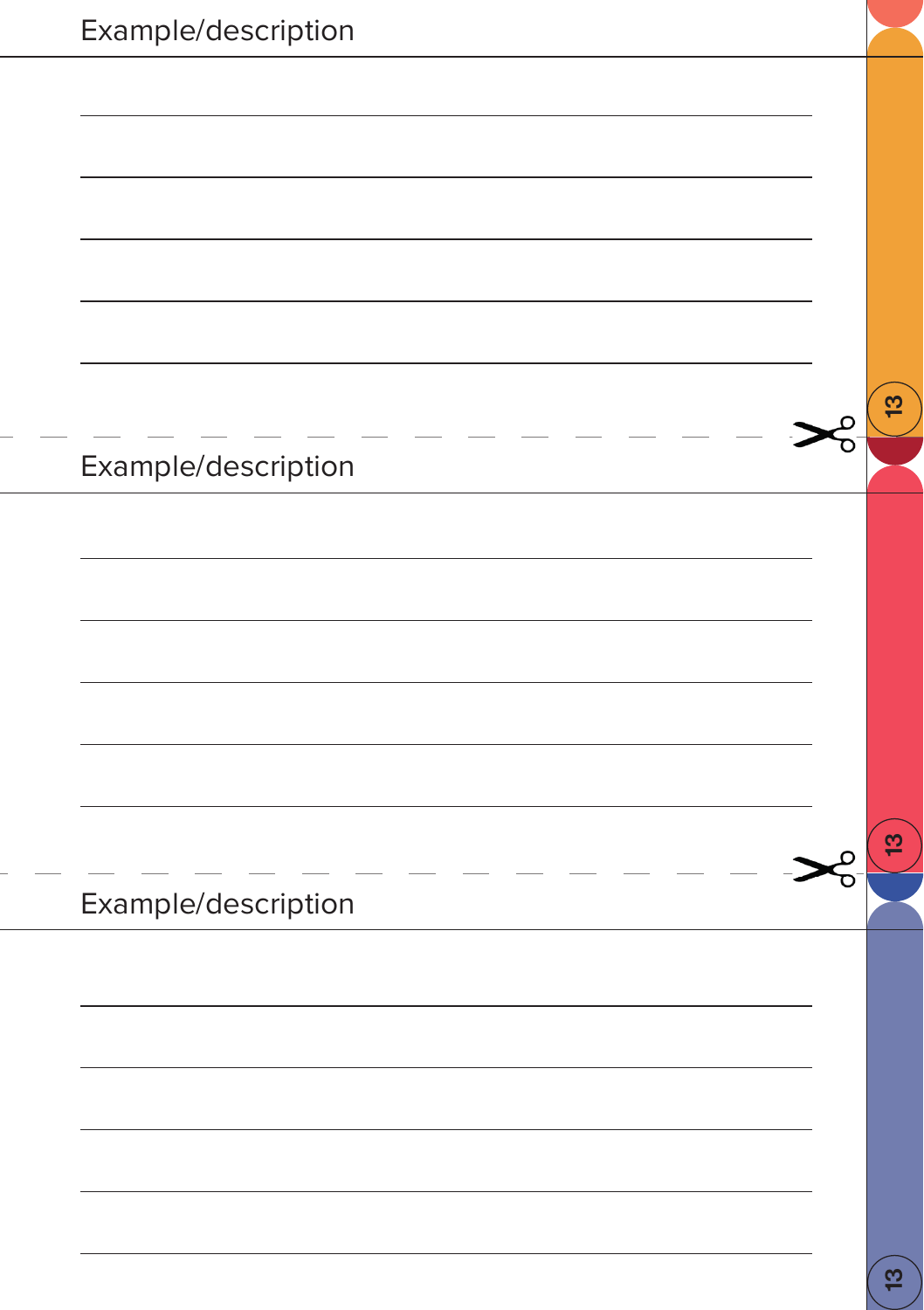Example/description

Example/description

Example/description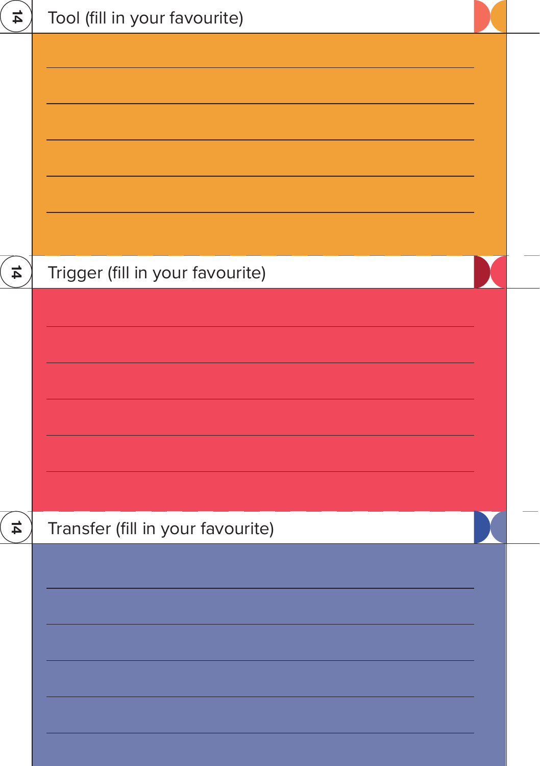## Tool (fill in your favourite)

## Trigger (fill in your favourite)

## Transfer (fill in your favourite)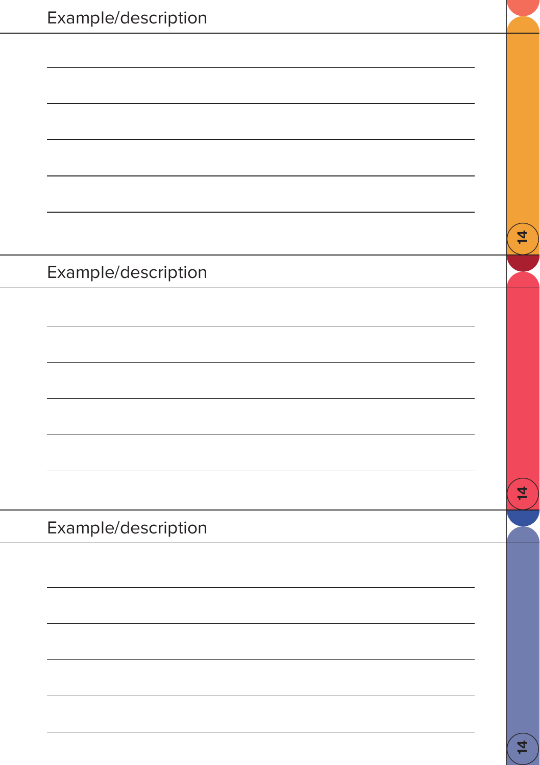Example/description

Example/description

Example/description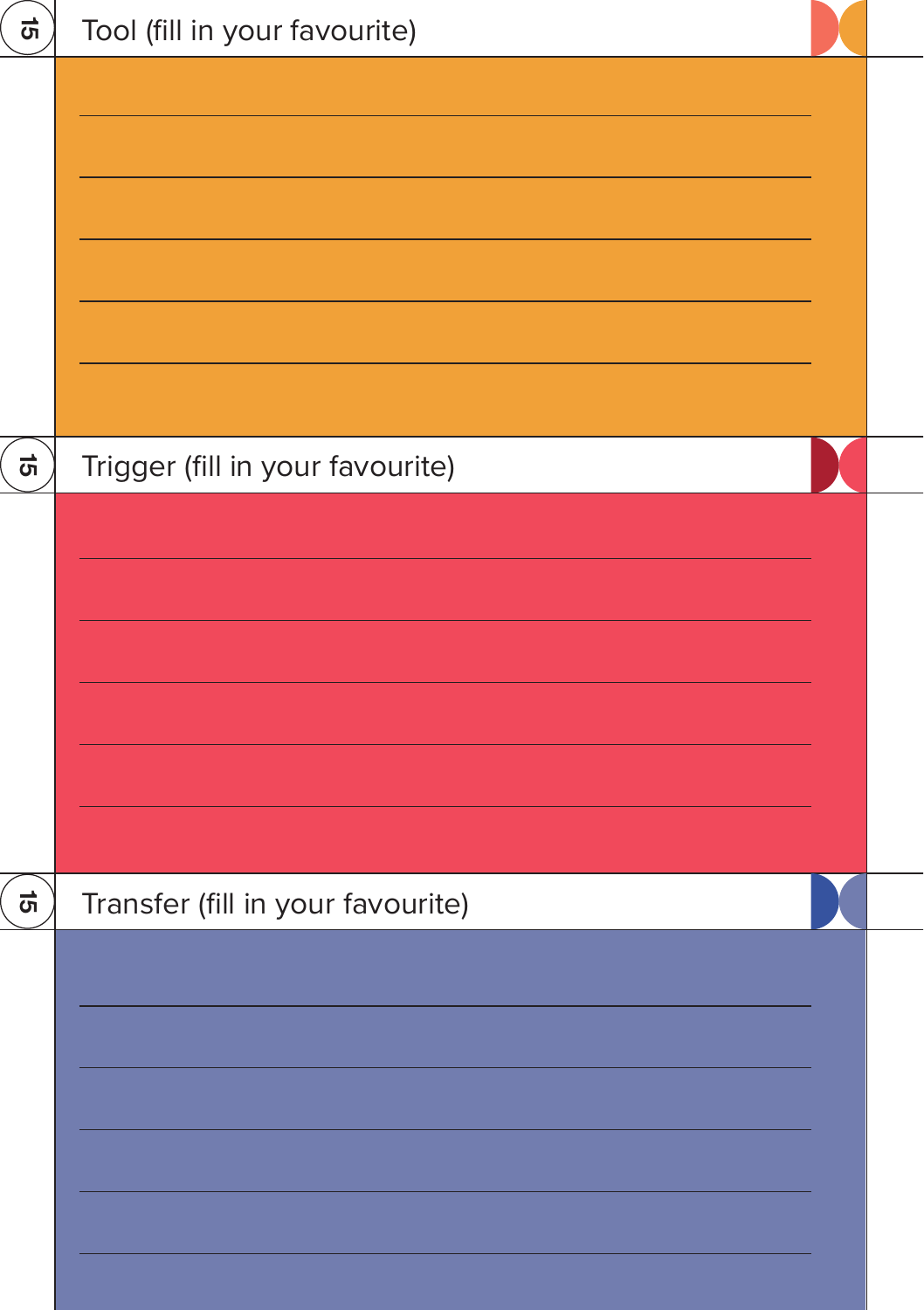15

## Tool (fill in your favourite)

15

## Trigger (fill in your favourite)

15

## Transfer (fill in your favourite)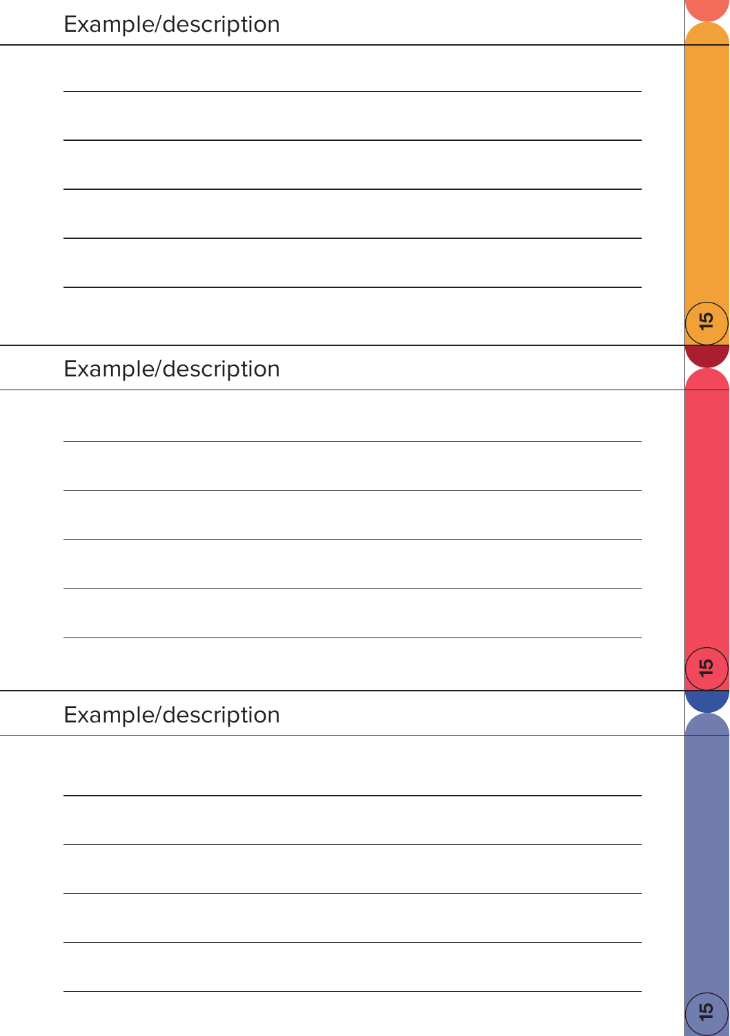Example/description

Example/description

Example/description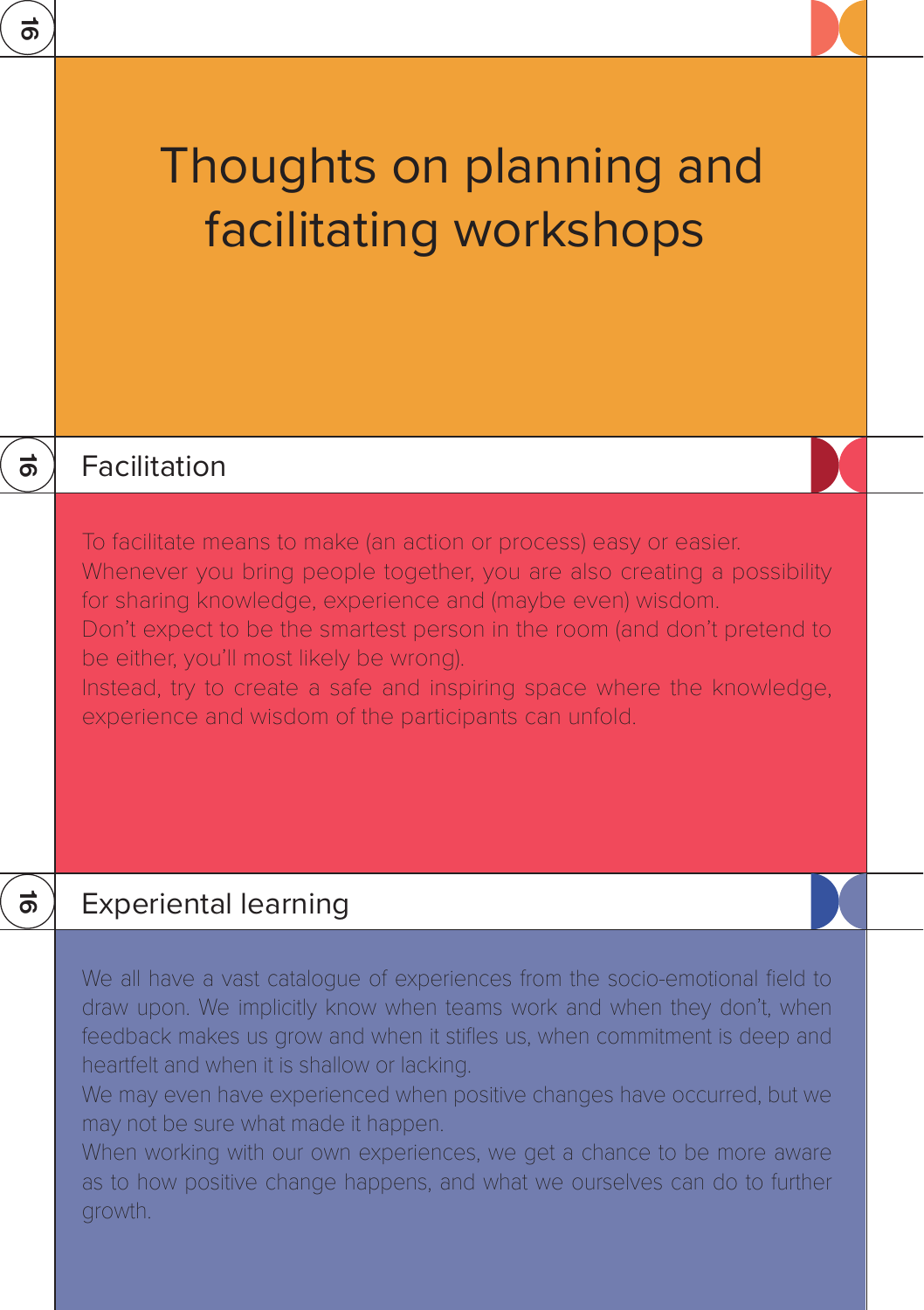# Thoughts on planning and facilitating workshops

## Facilitation

To facilitate means to make (an action or process) easy or easier.
Whenever you bring people together, you are also creating a possibility for sharing knowledge, experience and (maybe even) wisdom.
Don't expect to be the smartest person in the room (and don't pretend to be either, you'll most likely be wrong).
Instead, try to create a safe and inspiring space where the knowledge, experience and wisdom of the participants can unfold.

## Experiental learning

We all have a vast catalogue of experiences from the socio-emotional field to draw upon. We implicitly know when teams work and when they don't, when feedback makes us grow and when it stifles us, when commitment is deep and heartfelt and when it is shallow or lacking.
We may even have experienced when positive changes have occurred, but we may not be sure what made it happen.
When working with our own experiences, we get a chance to be more aware as to how positive change happens, and what we ourselves can do to further growth.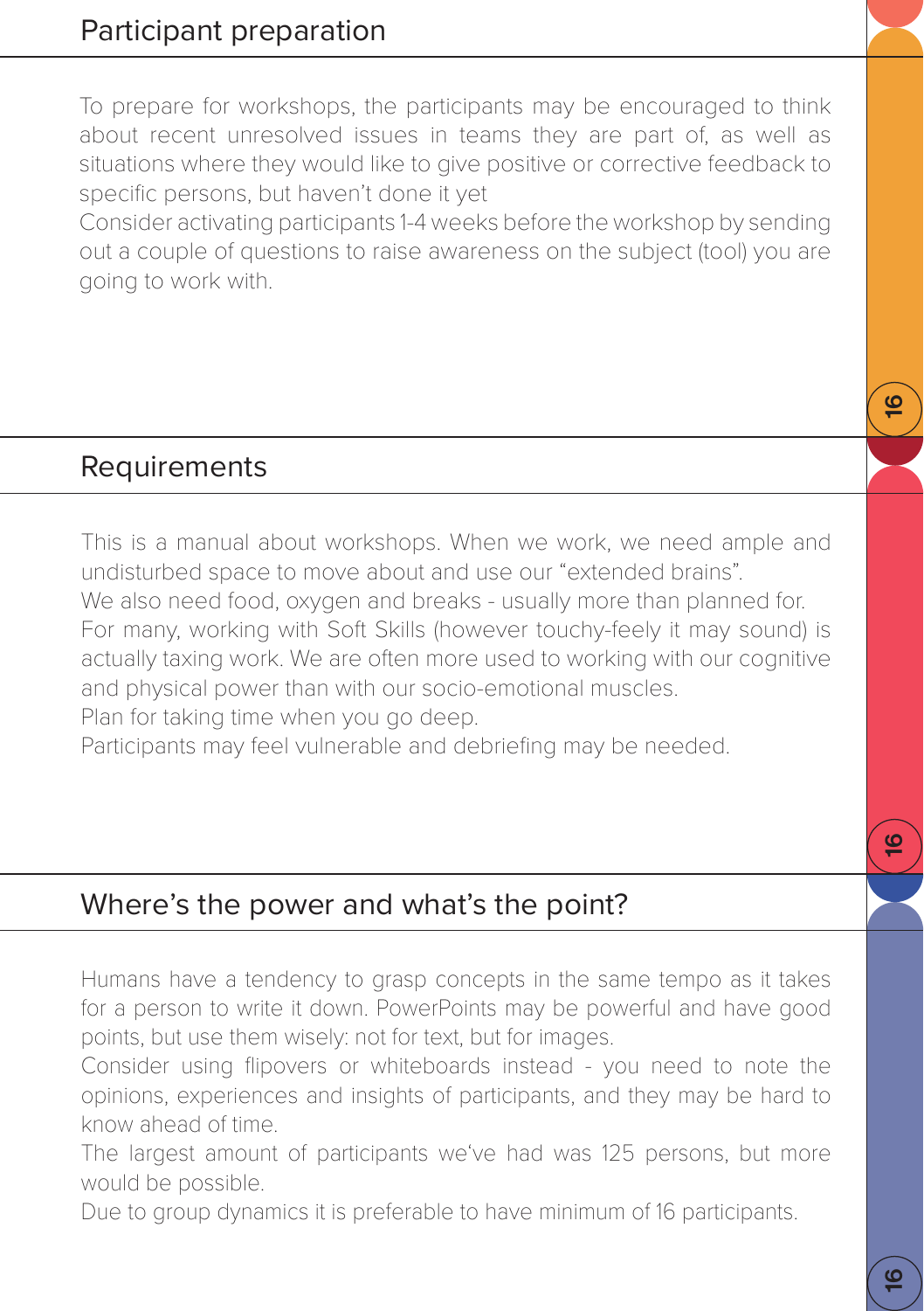## Participant preparation

To prepare for workshops, the participants may be encouraged to think about recent unresolved issues in teams they are part of, as well as situations where they would like to give positive or corrective feedback to specific persons, but haven't done it yet

Consider activating participants 1-4 weeks before the workshop by sending out a couple of questions to raise awareness on the subject (tool) you are going to work with.

## Requirements

This is a manual about workshops. When we work, we need ample and undisturbed space to move about and use our "extended brains".

We also need food, oxygen and breaks - usually more than planned for.

For many, working with Soft Skills (however touchy-feely it may sound) is actually taxing work. We are often more used to working with our cognitive and physical power than with our socio-emotional muscles.

Plan for taking time when you go deep.

Participants may feel vulnerable and debriefing may be needed.

## Where's the power and what's the point?

Humans have a tendency to grasp concepts in the same tempo as it takes for a person to write it down. PowerPoints may be powerful and have good points, but use them wisely: not for text, but for images.

Consider using flipovers or whiteboards instead - you need to note the opinions, experiences and insights of participants, and they may be hard to know ahead of time.

The largest amount of participants we've had was 125 persons, but more would be possible.

Due to group dynamics it is preferable to have minimum of 16 participants.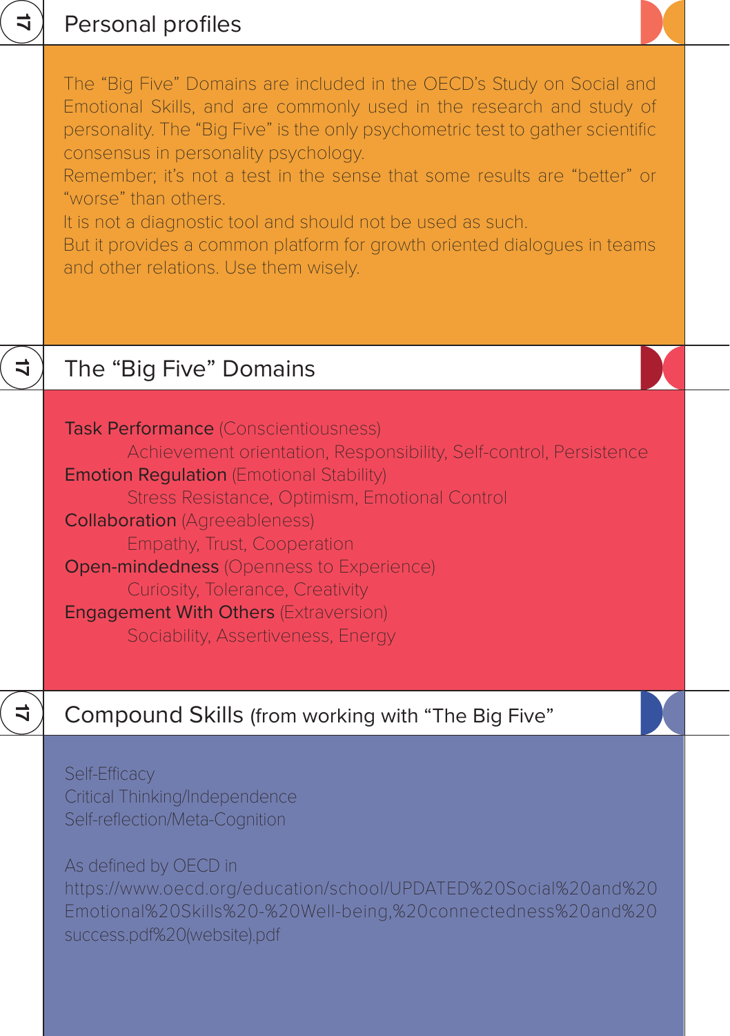## Personal profiles

The "Big Five" Domains are included in the OECD's Study on Social and Emotional Skills, and are commonly used in the research and study of personality. The "Big Five" is the only psychometric test to gather scientific consensus in personality psychology.
Remember; it's not a test in the sense that some results are "better" or "worse" than others.
It is not a diagnostic tool and should not be used as such.
But it provides a common platform for growth oriented dialogues in teams and other relations. Use them wisely.

## The "Big Five" Domains

Task Performance (Conscientiousness)
Achievement orientation, Responsibility, Self-control, Persistence
Emotion Regulation (Emotional Stability)
Stress Resistance, Optimism, Emotional Control
Collaboration (Agreeableness)
Empathy, Trust, Cooperation
Open-mindedness (Openness to Experience)
Curiosity, Tolerance, Creativity
Engagement With Others (Extraversion)
Sociability, Assertiveness, Energy

## Compound Skills (from working with "The Big Five"

Self-Efficacy
Critical Thinking/Independence
Self-reflection/Meta-Cognition

As defined by OECD in
https://www.oecd.org/education/school/UPDATED%20Social%20and%20Emotional%20Skills%20-%20Well-being,%20connectedness%20and%20success.pdf%20(website).pdf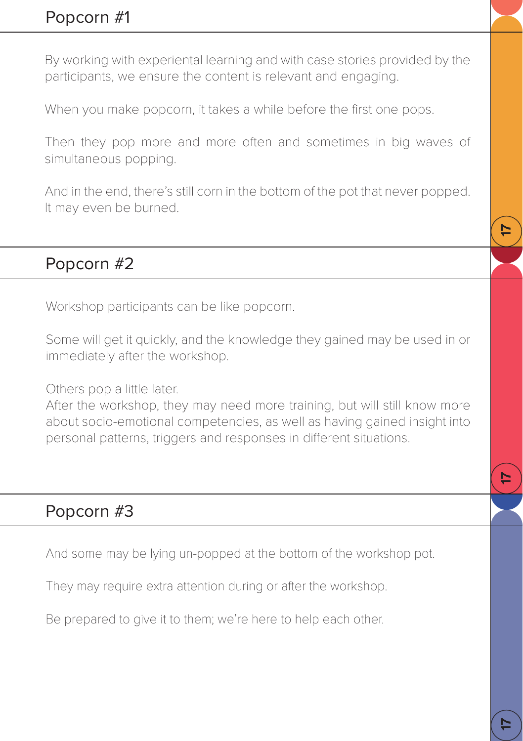## Popcorn #1

By working with experiential learning and with case stories provided by the participants, we ensure the content is relevant and engaging.

When you make popcorn, it takes a while before the first one pops.

Then they pop more and more often and sometimes in big waves of simultaneous popping.

And in the end, there's still corn in the bottom of the pot that never popped. It may even be burned.

## Popcorn #2

Workshop participants can be like popcorn.

Some will get it quickly, and the knowledge they gained may be used in or immediately after the workshop.

Others pop a little later.
After the workshop, they may need more training, but will still know more about socio-emotional competencies, as well as having gained insight into personal patterns, triggers and responses in different situations.

## Popcorn #3

And some may be lying un-popped at the bottom of the workshop pot.

They may require extra attention during or after the workshop.

Be prepared to give it to them; we're here to help each other.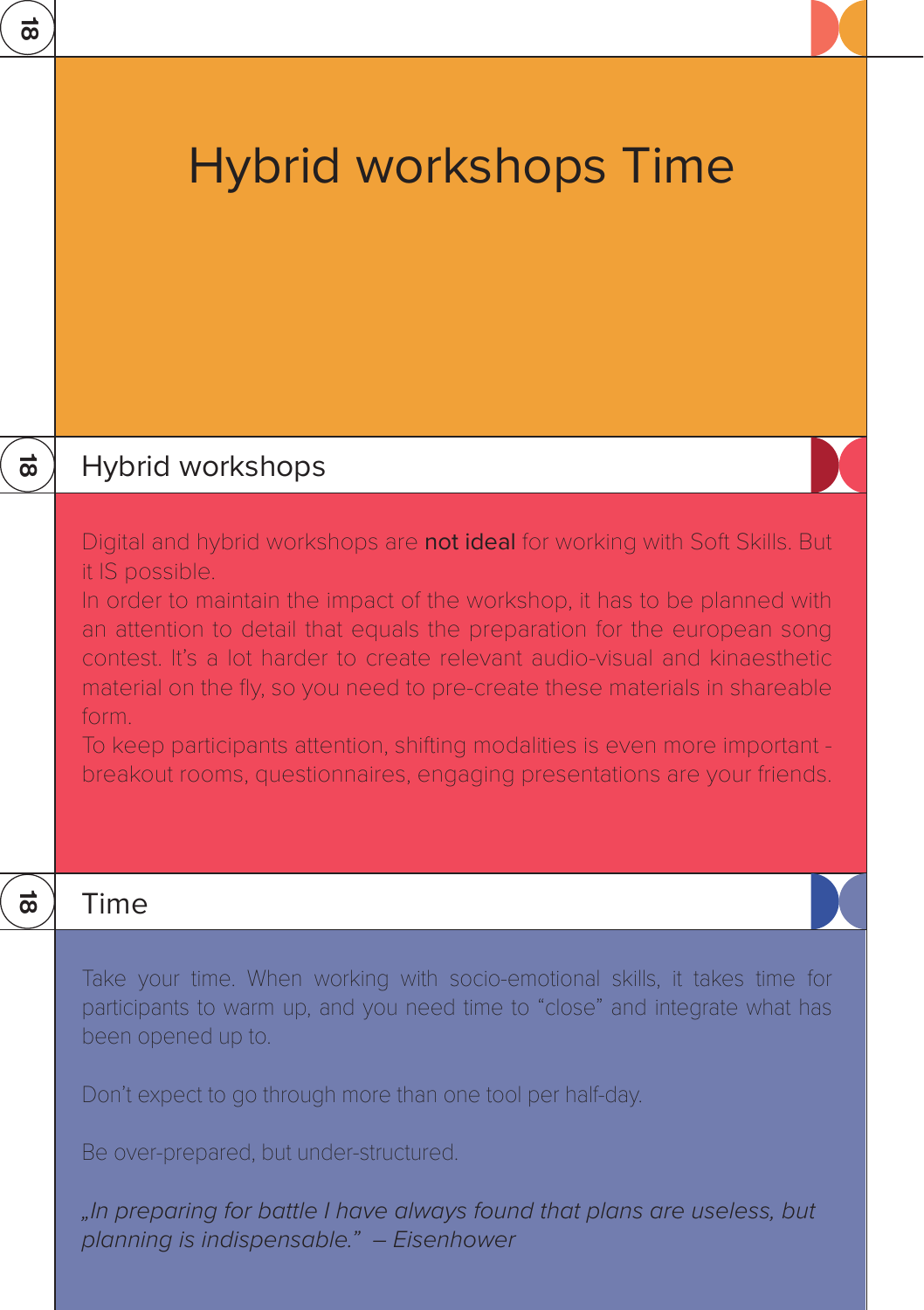# Hybrid workshops Time

## Hybrid workshops

Digital and hybrid workshops are **not ideal** for working with Soft Skills. But it IS possible.

In order to maintain the impact of the workshop, it has to be planned with an attention to detail that equals the preparation for the european song contest. It's a lot harder to create relevant audio-visual and kinaesthetic material on the fly, so you need to pre-create these materials in shareable form.

To keep participants attention, shifting modalities is even more important - breakout rooms, questionnaires, engaging presentations are your friends.

## Time

Take your time. When working with socio-emotional skills, it takes time for participants to warm up, and you need time to "close" and integrate what has been opened up to.

Don't expect to go through more than one tool per half-day.

Be over-prepared, but under-structured.

*„In preparing for battle I have always found that plans are useless, but planning is indispensable." – Eisenhower*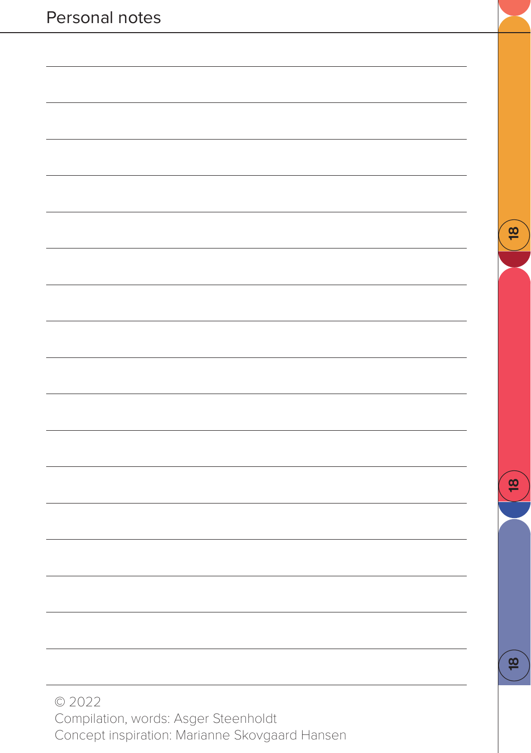# Personal notes

© 2022
Compilation, words: Asger Steenholdt
Concept inspiration: Marianne Skovgaard Hansen